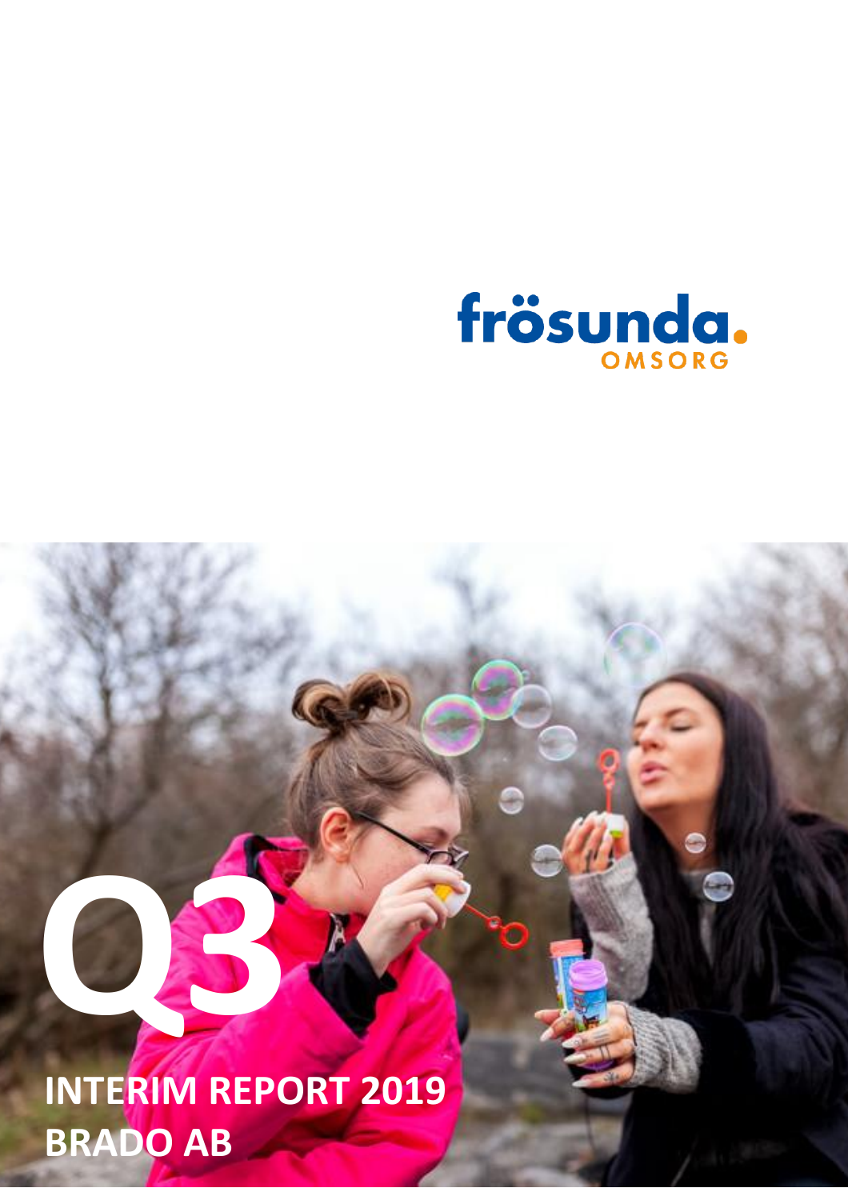frösunda OMSORG

# Q3

## INTERIM REPORT 2019

## BRADO AB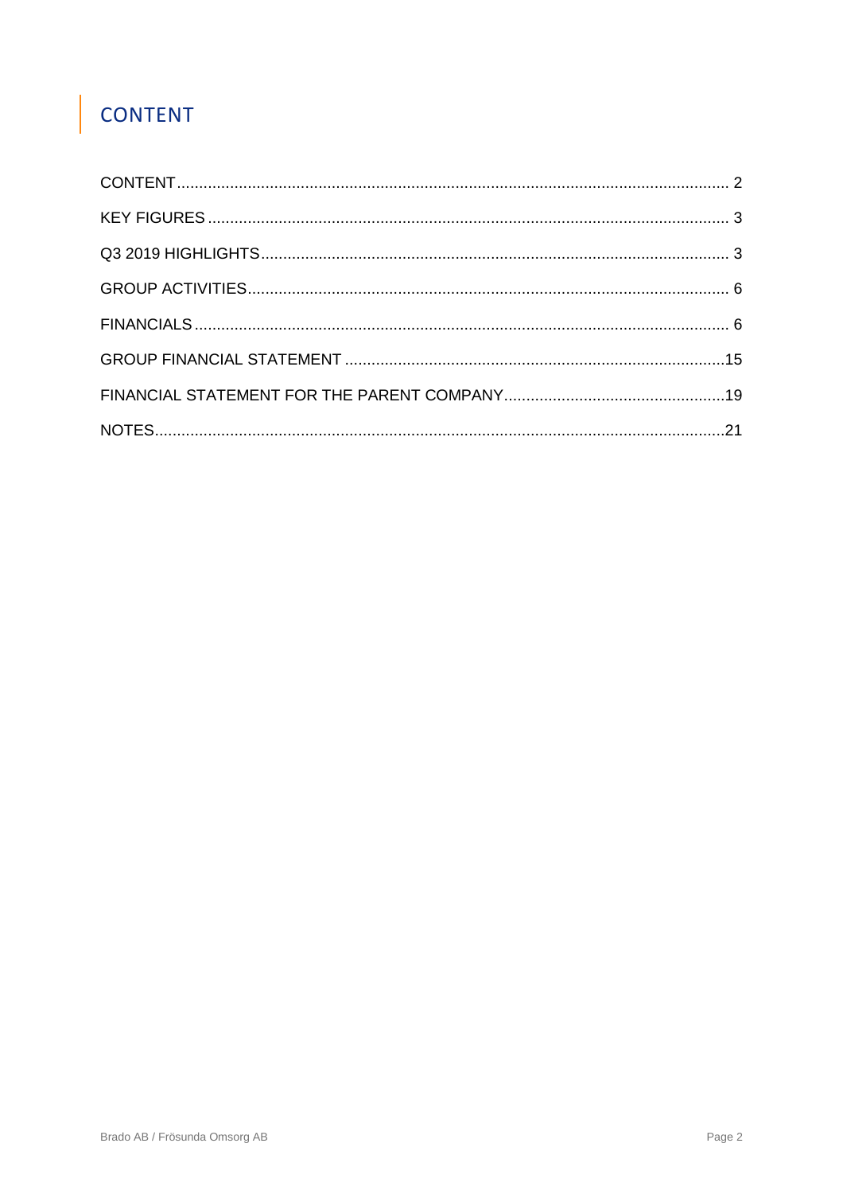# CONTENT

CONTENT ........................................................................................................................ 2

KEY FIGURES .................................................................................................................. 3

Q3 2019 HIGHLIGHTS ...................................................................................................... 3

GROUP ACTIVITIES ......................................................................................................... 6

FINANCIALS ..................................................................................................................... 6

GROUP FINANCIAL STATEMENT ................................................................................... 15

FINANCIAL STATEMENT FOR THE PARENT COMPANY ................................................. 19

NOTES ............................................................................................................................. 21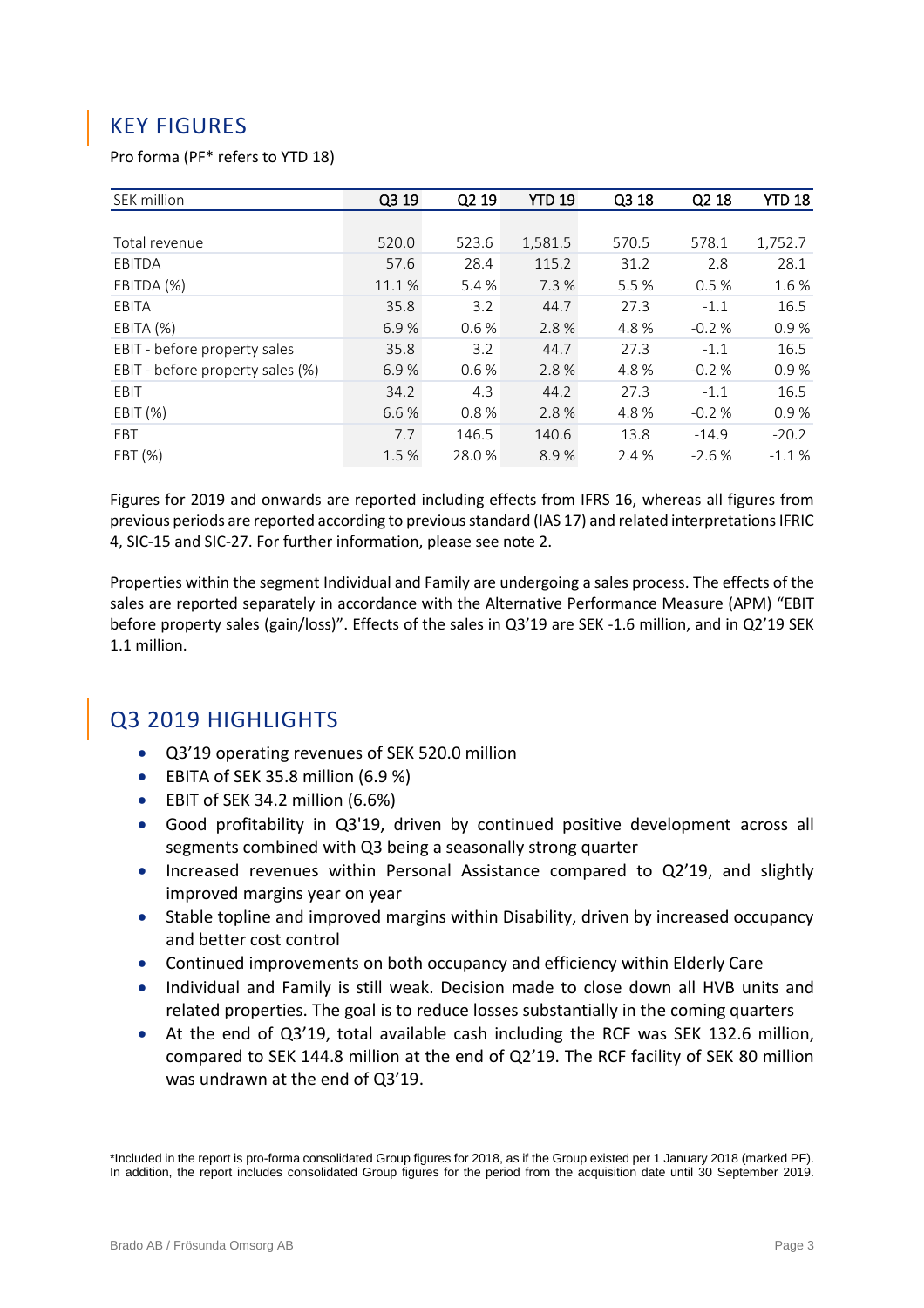## KEY FIGURES

Pro forma (PF* refers to YTD 18)

| SEK million | Q3 19 | Q2 19 | YTD 19 | Q3 18 | Q2 18 | YTD 18 |
|---|---|---|---|---|---|---|
| Total revenue | 520.0 | 523.6 | 1,581.5 | 570.5 | 578.1 | 1,752.7 |
| EBITDA | 57.6 | 28.4 | 115.2 | 31.2 | 2.8 | 28.1 |
| EBITDA (%) | 11.1 % | 5.4 % | 7.3 % | 5.5 % | 0.5 % | 1.6 % |
| EBITA | 35.8 | 3.2 | 44.7 | 27.3 | -1.1 | 16.5 |
| EBITA (%) | 6.9 % | 0.6 % | 2.8 % | 4.8 % | -0.2 % | 0.9 % |
| EBIT - before property sales | 35.8 | 3.2 | 44.7 | 27.3 | -1.1 | 16.5 |
| EBIT - before property sales (%) | 6.9 % | 0.6 % | 2.8 % | 4.8 % | -0.2 % | 0.9 % |
| EBIT | 34.2 | 4.3 | 44.2 | 27.3 | -1.1 | 16.5 |
| EBIT (%) | 6.6 % | 0.8 % | 2.8 % | 4.8 % | -0.2 % | 0.9 % |
| EBT | 7.7 | 146.5 | 140.6 | 13.8 | -14.9 | -20.2 |
| EBT (%) | 1.5 % | 28.0 % | 8.9 % | 2.4 % | -2.6 % | -1.1 % |

Figures for 2019 and onwards are reported including effects from IFRS 16, whereas all figures from previous periods are reported according to previous standard (IAS 17) and related interpretations IFRIC 4, SIC-15 and SIC-27. For further information, please see note 2.

Properties within the segment Individual and Family are undergoing a sales process. The effects of the sales are reported separately in accordance with the Alternative Performance Measure (APM) "EBIT before property sales (gain/loss)". Effects of the sales in Q3'19 are SEK -1.6 million, and in Q2'19 SEK 1.1 million.

## Q3 2019 HIGHLIGHTS

- Q3'19 operating revenues of SEK 520.0 million
- EBITA of SEK 35.8 million (6.9 %)
- EBIT of SEK 34.2 million (6.6%)
- Good profitability in Q3'19, driven by continued positive development across all segments combined with Q3 being a seasonally strong quarter
- Increased revenues within Personal Assistance compared to Q2'19, and slightly improved margins year on year
- Stable topline and improved margins within Disability, driven by increased occupancy and better cost control
- Continued improvements on both occupancy and efficiency within Elderly Care
- Individual and Family is still weak. Decision made to close down all HVB units and related properties. The goal is to reduce losses substantially in the coming quarters
- At the end of Q3'19, total available cash including the RCF was SEK 132.6 million, compared to SEK 144.8 million at the end of Q2'19. The RCF facility of SEK 80 million was undrawn at the end of Q3'19.

*Included in the report is pro-forma consolidated Group figures for 2018, as if the Group existed per 1 January 2018 (marked PF). In addition, the report includes consolidated Group figures for the period from the acquisition date until 30 September 2019.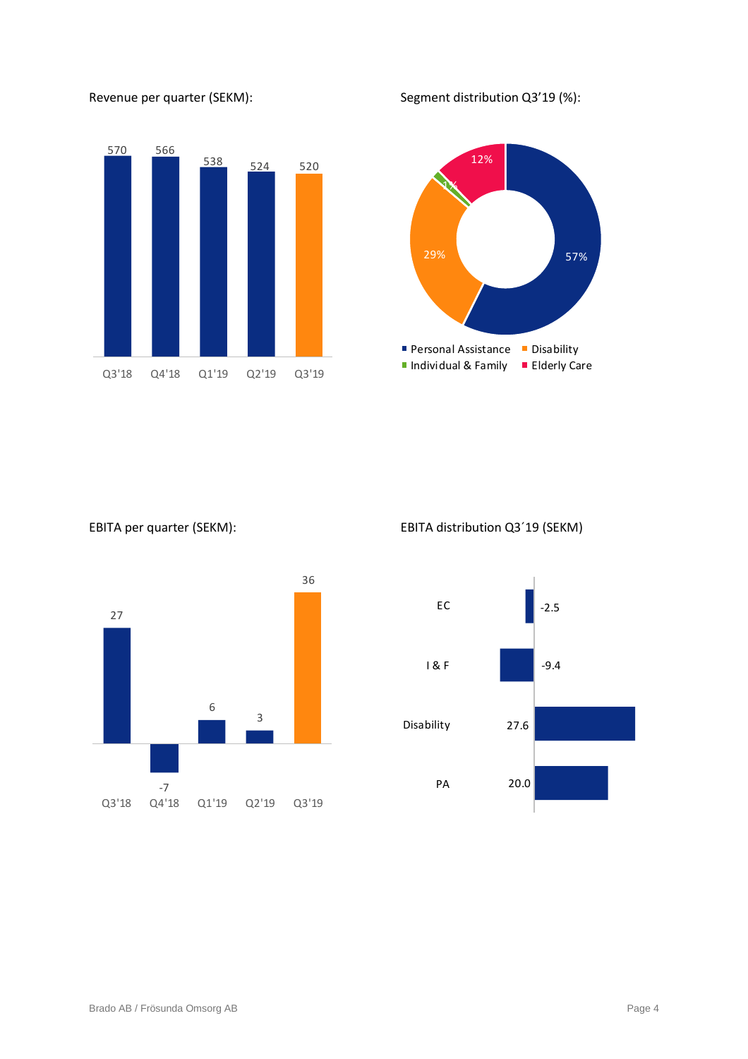Revenue per quarter (SEKM):

| Q3'18 | Q4'18 | Q1'19 | Q2'19 | Q3'19 |
|---|---|---|---|---|
| 570 | 566 | 538 | 524 | 520 |

Segment distribution Q3'19 (%):

| Segment | % |
|---|---|
| Personal Assistance | 57% |
| Disability | 29% |
| Individual & Family | 1% |
| Elderly Care | 12% |

EBITA per quarter (SEKM):

| Q3'18 | Q4'18 | Q1'19 | Q2'19 | Q3'19 |
|---|---|---|---|---|
| 27 | -7 | 6 | 3 | 36 |

EBITA distribution Q3´19 (SEKM)

| Segment | SEKM |
|---|---|
| EC | -2.5 |
| I & F | -9.4 |
| Disability | 27.6 |
| PA | 20.0 |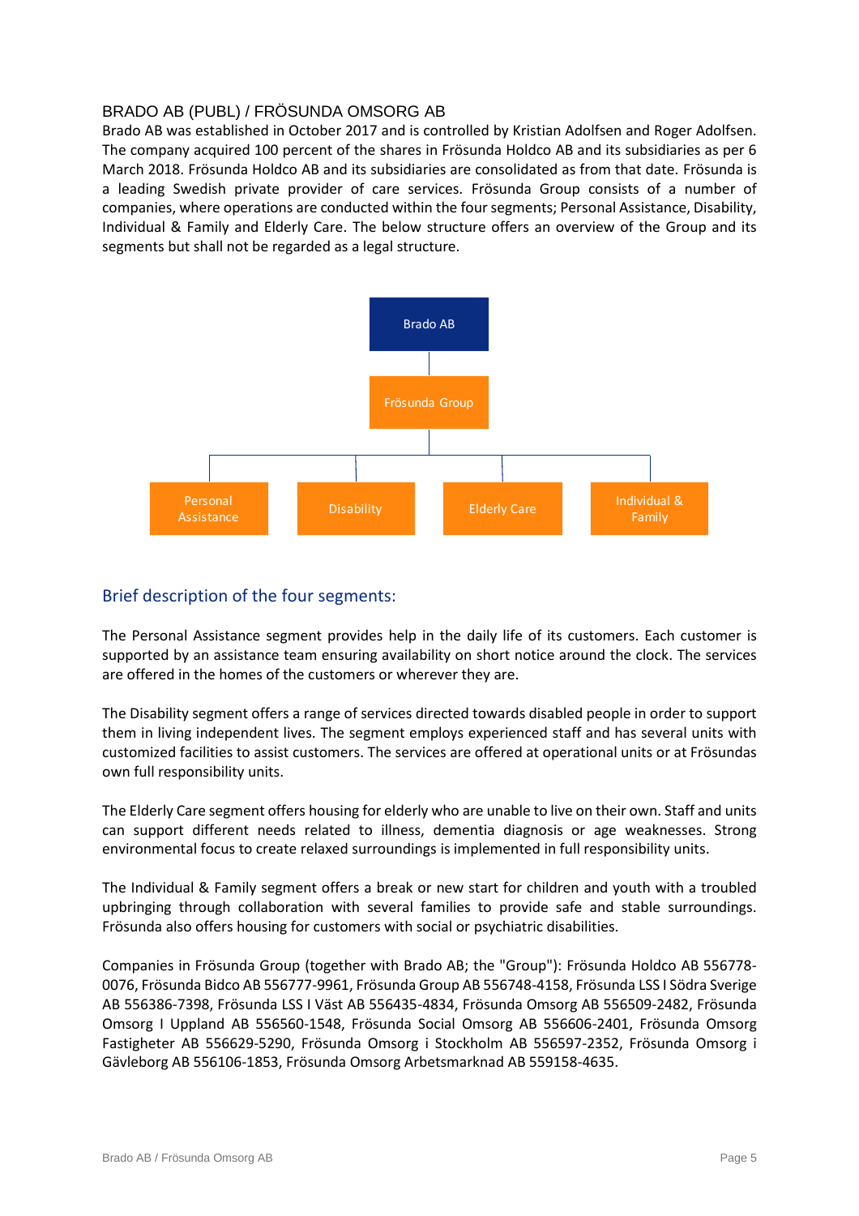## BRADO AB (PUBL) / FRÖSUNDA OMSORG AB

Brado AB was established in October 2017 and is controlled by Kristian Adolfsen and Roger Adolfsen. The company acquired 100 percent of the shares in Frösunda Holdco AB and its subsidiaries as per 6 March 2018. Frösunda Holdco AB and its subsidiaries are consolidated as from that date. Frösunda is a leading Swedish private provider of care services. Frösunda Group consists of a number of companies, where operations are conducted within the four segments; Personal Assistance, Disability, Individual & Family and Elderly Care. The below structure offers an overview of the Group and its segments but shall not be regarded as a legal structure.

Brado AB

Frösunda Group

Personal Assistance | Disability | Elderly Care | Individual & Family

### Brief description of the four segments:

The Personal Assistance segment provides help in the daily life of its customers. Each customer is supported by an assistance team ensuring availability on short notice around the clock. The services are offered in the homes of the customers or wherever they are.

The Disability segment offers a range of services directed towards disabled people in order to support them in living independent lives. The segment employs experienced staff and has several units with customized facilities to assist customers. The services are offered at operational units or at Frösundas own full responsibility units.

The Elderly Care segment offers housing for elderly who are unable to live on their own. Staff and units can support different needs related to illness, dementia diagnosis or age weaknesses. Strong environmental focus to create relaxed surroundings is implemented in full responsibility units.

The Individual & Family segment offers a break or new start for children and youth with a troubled upbringing through collaboration with several families to provide safe and stable surroundings. Frösunda also offers housing for customers with social or psychiatric disabilities.

Companies in Frösunda Group (together with Brado AB; the "Group"): Frösunda Holdco AB 556778-0076, Frösunda Bidco AB 556777-9961, Frösunda Group AB 556748-4158, Frösunda LSS I Södra Sverige AB 556386-7398, Frösunda LSS I Väst AB 556435-4834, Frösunda Omsorg AB 556509-2482, Frösunda Omsorg I Uppland AB 556560-1548, Frösunda Social Omsorg AB 556606-2401, Frösunda Omsorg Fastigheter AB 556629-5290, Frösunda Omsorg i Stockholm AB 556597-2352, Frösunda Omsorg i Gävleborg AB 556106-1853, Frösunda Omsorg Arbetsmarknad AB 559158-4635.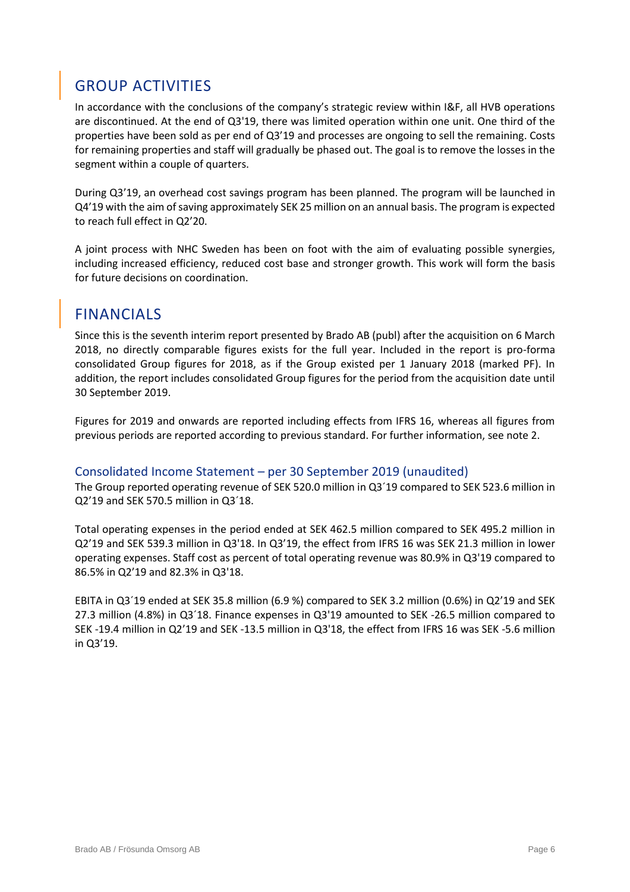## GROUP ACTIVITIES

In accordance with the conclusions of the company's strategic review within I&F, all HVB operations are discontinued. At the end of Q3'19, there was limited operation within one unit. One third of the properties have been sold as per end of Q3'19 and processes are ongoing to sell the remaining. Costs for remaining properties and staff will gradually be phased out. The goal is to remove the losses in the segment within a couple of quarters.

During Q3'19, an overhead cost savings program has been planned. The program will be launched in Q4'19 with the aim of saving approximately SEK 25 million on an annual basis. The program is expected to reach full effect in Q2'20.

A joint process with NHC Sweden has been on foot with the aim of evaluating possible synergies, including increased efficiency, reduced cost base and stronger growth. This work will form the basis for future decisions on coordination.

## FINANCIALS

Since this is the seventh interim report presented by Brado AB (publ) after the acquisition on 6 March 2018, no directly comparable figures exists for the full year. Included in the report is pro-forma consolidated Group figures for 2018, as if the Group existed per 1 January 2018 (marked PF). In addition, the report includes consolidated Group figures for the period from the acquisition date until 30 September 2019.

Figures for 2019 and onwards are reported including effects from IFRS 16, whereas all figures from previous periods are reported according to previous standard. For further information, see note 2.

### Consolidated Income Statement – per 30 September 2019 (unaudited)

The Group reported operating revenue of SEK 520.0 million in Q3´19 compared to SEK 523.6 million in Q2'19 and SEK 570.5 million in Q3´18.

Total operating expenses in the period ended at SEK 462.5 million compared to SEK 495.2 million in Q2'19 and SEK 539.3 million in Q3'18. In Q3'19, the effect from IFRS 16 was SEK 21.3 million in lower operating expenses. Staff cost as percent of total operating revenue was 80.9% in Q3'19 compared to 86.5% in Q2'19 and 82.3% in Q3'18.

EBITA in Q3´19 ended at SEK 35.8 million (6.9 %) compared to SEK 3.2 million (0.6%) in Q2'19 and SEK 27.3 million (4.8%) in Q3´18. Finance expenses in Q3'19 amounted to SEK -26.5 million compared to SEK -19.4 million in Q2'19 and SEK -13.5 million in Q3'18, the effect from IFRS 16 was SEK -5.6 million in Q3'19.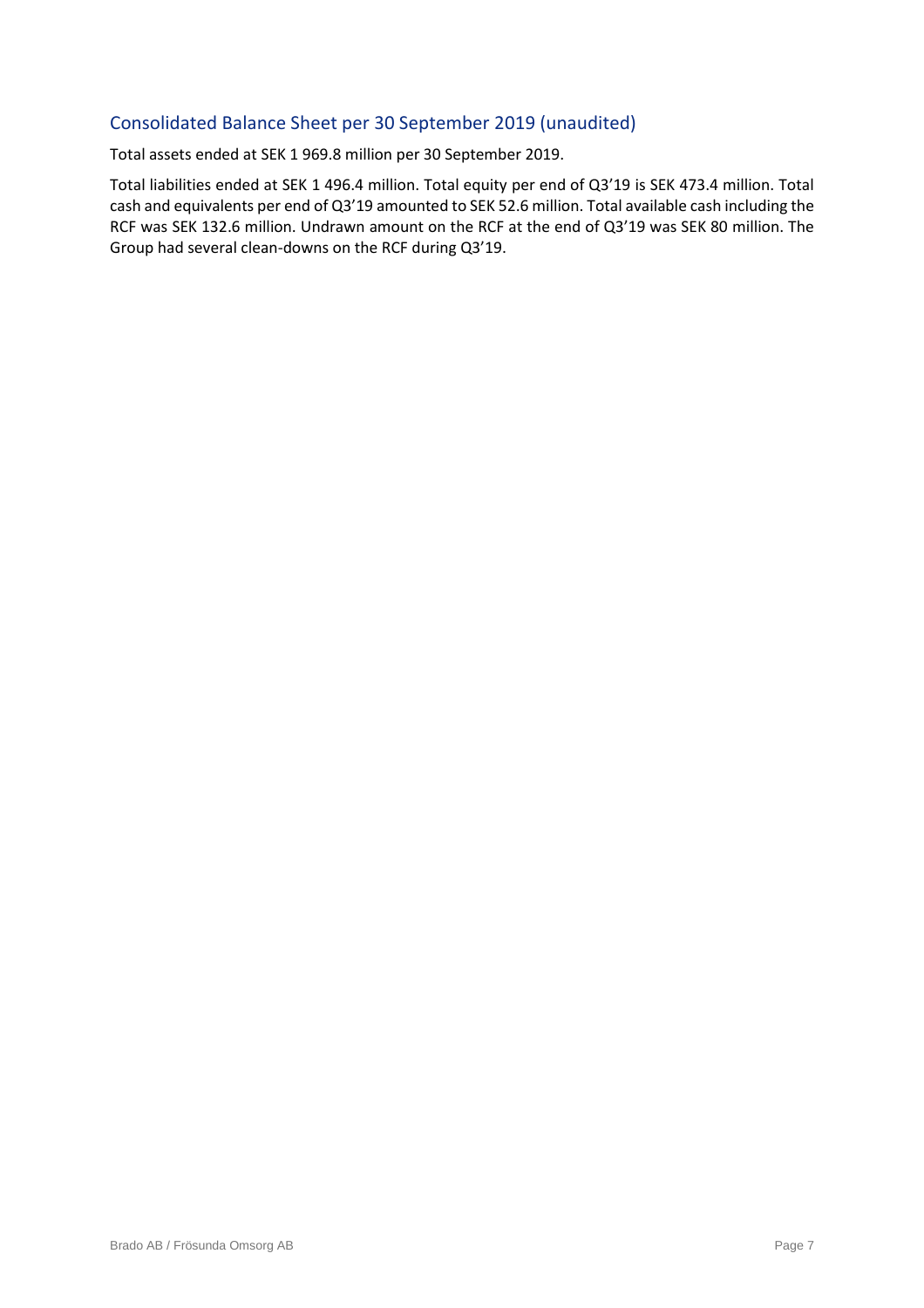## Consolidated Balance Sheet per 30 September 2019 (unaudited)

Total assets ended at SEK 1 969.8 million per 30 September 2019.

Total liabilities ended at SEK 1 496.4 million. Total equity per end of Q3'19 is SEK 473.4 million. Total cash and equivalents per end of Q3'19 amounted to SEK 52.6 million. Total available cash including the RCF was SEK 132.6 million. Undrawn amount on the RCF at the end of Q3'19 was SEK 80 million. The Group had several clean-downs on the RCF during Q3'19.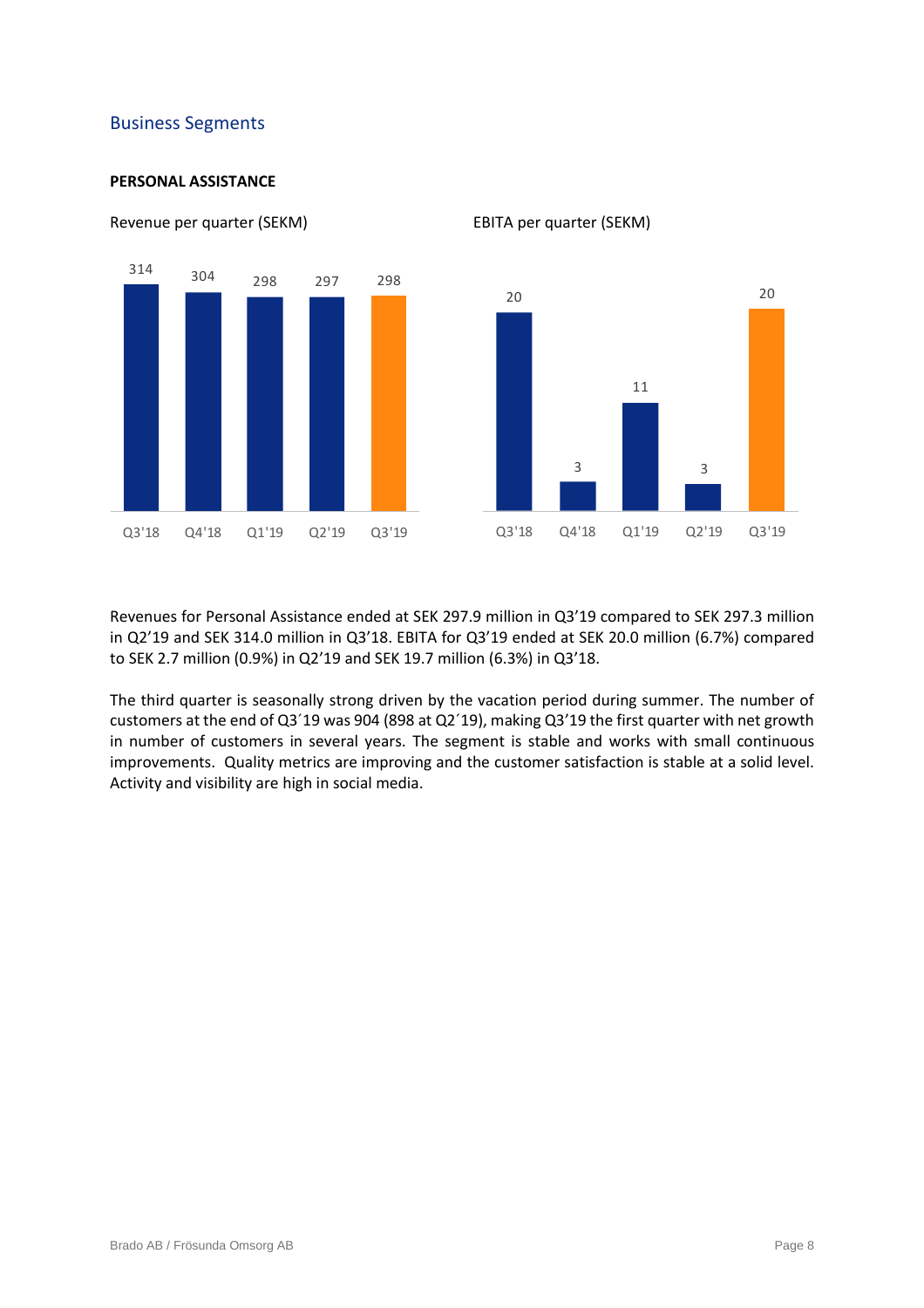## Business Segments

**PERSONAL ASSISTANCE**

Revenue per quarter (SEKM)

| Q3'18 | Q4'18 | Q1'19 | Q2'19 | Q3'19 |
|---|---|---|---|---|
| 314 | 304 | 298 | 297 | 298 |

EBITA per quarter (SEKM)

| Q3'18 | Q4'18 | Q1'19 | Q2'19 | Q3'19 |
|---|---|---|---|---|
| 20 | 3 | 11 | 3 | 20 |

Revenues for Personal Assistance ended at SEK 297.9 million in Q3’19 compared to SEK 297.3 million in Q2’19 and SEK 314.0 million in Q3’18. EBITA for Q3’19 ended at SEK 20.0 million (6.7%) compared to SEK 2.7 million (0.9%) in Q2’19 and SEK 19.7 million (6.3%) in Q3’18.

The third quarter is seasonally strong driven by the vacation period during summer. The number of customers at the end of Q3´19 was 904 (898 at Q2´19), making Q3’19 the first quarter with net growth in number of customers in several years. The segment is stable and works with small continuous improvements. Quality metrics are improving and the customer satisfaction is stable at a solid level. Activity and visibility are high in social media.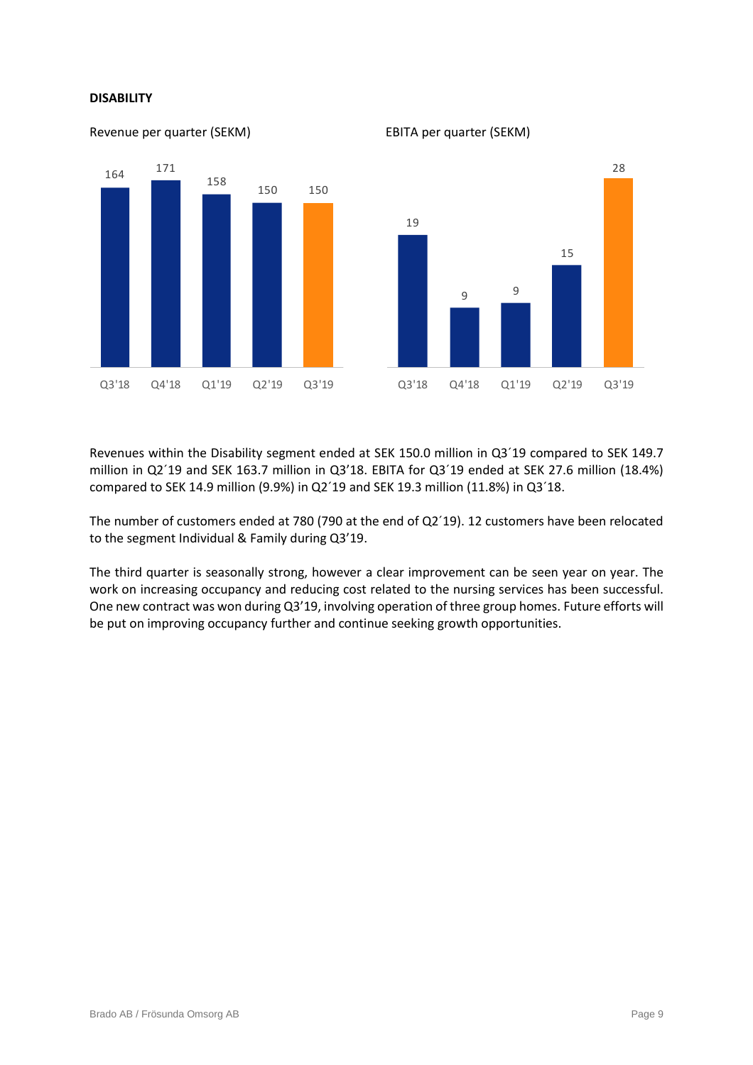**DISABILITY**

Revenue per quarter (SEKM)

| Q3'18 | Q4'18 | Q1'19 | Q2'19 | Q3'19 |
|---|---|---|---|---|
| 164 | 171 | 158 | 150 | 150 |

EBITA per quarter (SEKM)

| Q3'18 | Q4'18 | Q1'19 | Q2'19 | Q3'19 |
|---|---|---|---|---|
| 19 | 9 | 9 | 15 | 28 |

Revenues within the Disability segment ended at SEK 150.0 million in Q3´19 compared to SEK 149.7 million in Q2´19 and SEK 163.7 million in Q3'18. EBITA for Q3´19 ended at SEK 27.6 million (18.4%) compared to SEK 14.9 million (9.9%) in Q2´19 and SEK 19.3 million (11.8%) in Q3´18.

The number of customers ended at 780 (790 at the end of Q2´19). 12 customers have been relocated to the segment Individual & Family during Q3'19.

The third quarter is seasonally strong, however a clear improvement can be seen year on year. The work on increasing occupancy and reducing cost related to the nursing services has been successful. One new contract was won during Q3'19, involving operation of three group homes. Future efforts will be put on improving occupancy further and continue seeking growth opportunities.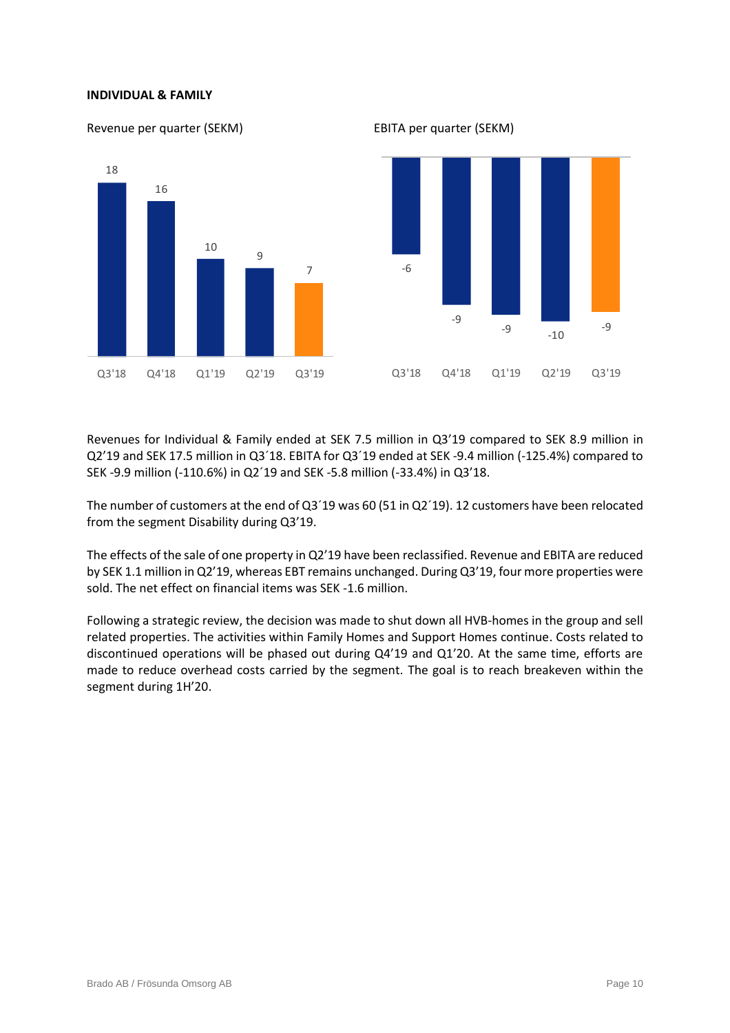**INDIVIDUAL & FAMILY**

Revenue per quarter (SEKM)

| Q3'18 | Q4'18 | Q1'19 | Q2'19 | Q3'19 |
|---|---|---|---|---|
| 18 | 16 | 10 | 9 | 7 |

EBITA per quarter (SEKM)

| Q3'18 | Q4'18 | Q1'19 | Q2'19 | Q3'19 |
|---|---|---|---|---|
| -6 | -9 | -9 | -10 | -9 |

Revenues for Individual & Family ended at SEK 7.5 million in Q3’19 compared to SEK 8.9 million in Q2’19 and SEK 17.5 million in Q3´18. EBITA for Q3´19 ended at SEK -9.4 million (-125.4%) compared to SEK -9.9 million (-110.6%) in Q2´19 and SEK -5.8 million (-33.4%) in Q3’18.

The number of customers at the end of Q3´19 was 60 (51 in Q2´19). 12 customers have been relocated from the segment Disability during Q3’19.

The effects of the sale of one property in Q2’19 have been reclassified. Revenue and EBITA are reduced by SEK 1.1 million in Q2’19, whereas EBT remains unchanged. During Q3’19, four more properties were sold. The net effect on financial items was SEK -1.6 million.

Following a strategic review, the decision was made to shut down all HVB-homes in the group and sell related properties. The activities within Family Homes and Support Homes continue. Costs related to discontinued operations will be phased out during Q4’19 and Q1’20. At the same time, efforts are made to reduce overhead costs carried by the segment. The goal is to reach breakeven within the segment during 1H’20.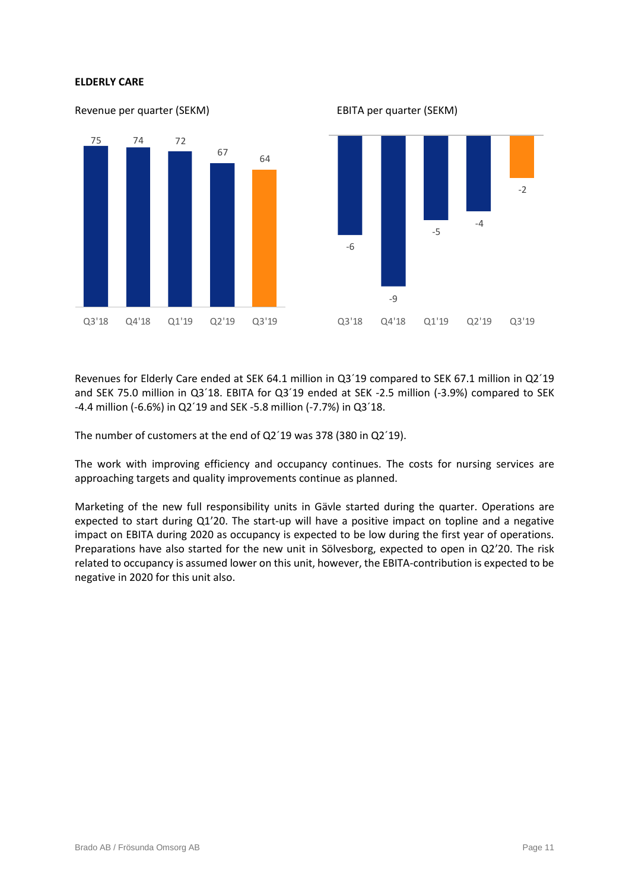**ELDERLY CARE**

Revenue per quarter (SEKM)

| Q3'18 | Q4'18 | Q1'19 | Q2'19 | Q3'19 |
|---|---|---|---|---|
| 75 | 74 | 72 | 67 | 64 |

EBITA per quarter (SEKM)

| Q3'18 | Q4'18 | Q1'19 | Q2'19 | Q3'19 |
|---|---|---|---|---|
| -6 | -9 | -5 | -4 | -2 |

Revenues for Elderly Care ended at SEK 64.1 million in Q3´19 compared to SEK 67.1 million in Q2´19 and SEK 75.0 million in Q3´18. EBITA for Q3´19 ended at SEK -2.5 million (-3.9%) compared to SEK -4.4 million (-6.6%) in Q2´19 and SEK -5.8 million (-7.7%) in Q3´18.

The number of customers at the end of Q2´19 was 378 (380 in Q2´19).

The work with improving efficiency and occupancy continues. The costs for nursing services are approaching targets and quality improvements continue as planned.

Marketing of the new full responsibility units in Gävle started during the quarter. Operations are expected to start during Q1'20. The start-up will have a positive impact on topline and a negative impact on EBITA during 2020 as occupancy is expected to be low during the first year of operations. Preparations have also started for the new unit in Sölvesborg, expected to open in Q2'20. The risk related to occupancy is assumed lower on this unit, however, the EBITA-contribution is expected to be negative in 2020 for this unit also.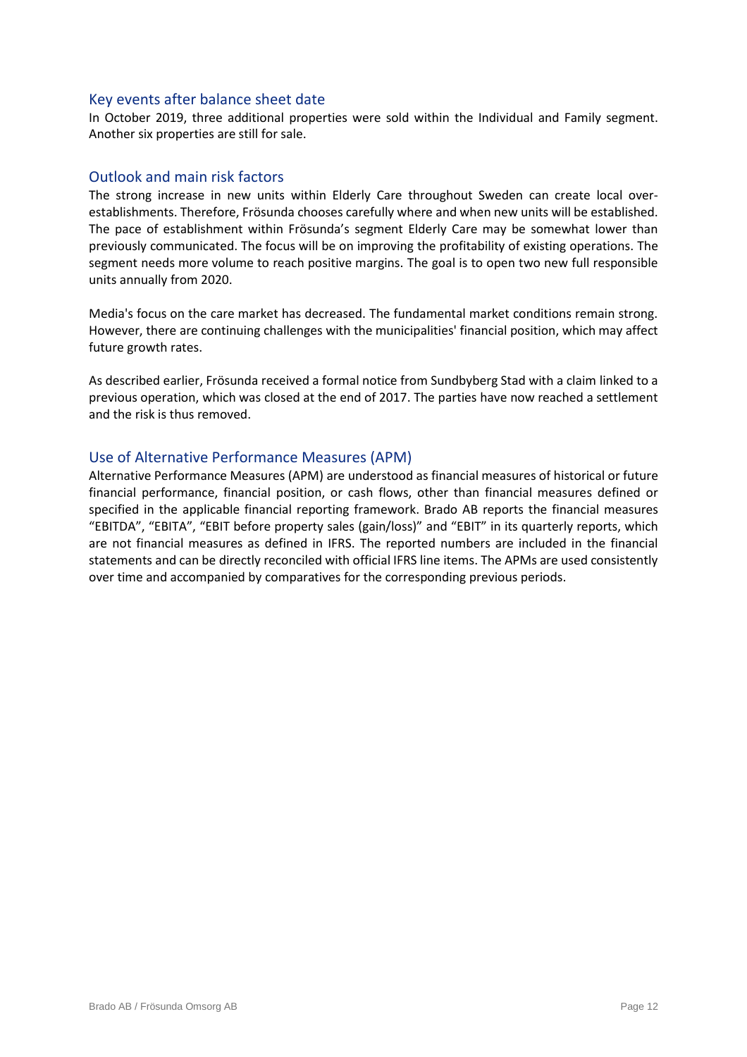## Key events after balance sheet date

In October 2019, three additional properties were sold within the Individual and Family segment. Another six properties are still for sale.

## Outlook and main risk factors

The strong increase in new units within Elderly Care throughout Sweden can create local over-establishments. Therefore, Frösunda chooses carefully where and when new units will be established. The pace of establishment within Frösunda's segment Elderly Care may be somewhat lower than previously communicated. The focus will be on improving the profitability of existing operations. The segment needs more volume to reach positive margins. The goal is to open two new full responsible units annually from 2020.

Media's focus on the care market has decreased. The fundamental market conditions remain strong. However, there are continuing challenges with the municipalities' financial position, which may affect future growth rates.

As described earlier, Frösunda received a formal notice from Sundbyberg Stad with a claim linked to a previous operation, which was closed at the end of 2017. The parties have now reached a settlement and the risk is thus removed.

## Use of Alternative Performance Measures (APM)

Alternative Performance Measures (APM) are understood as financial measures of historical or future financial performance, financial position, or cash flows, other than financial measures defined or specified in the applicable financial reporting framework. Brado AB reports the financial measures "EBITDA", "EBITA", "EBIT before property sales (gain/loss)" and "EBIT" in its quarterly reports, which are not financial measures as defined in IFRS. The reported numbers are included in the financial statements and can be directly reconciled with official IFRS line items. The APMs are used consistently over time and accompanied by comparatives for the corresponding previous periods.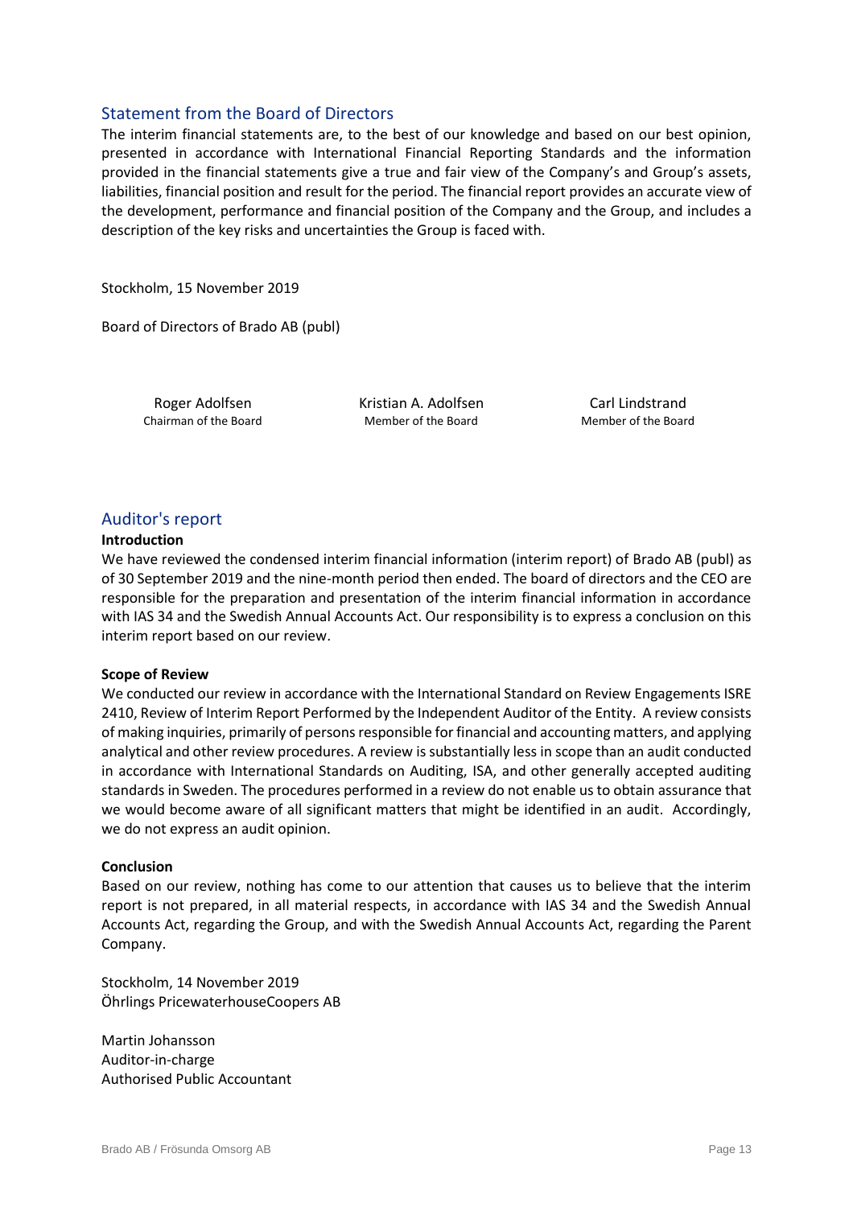## Statement from the Board of Directors

The interim financial statements are, to the best of our knowledge and based on our best opinion, presented in accordance with International Financial Reporting Standards and the information provided in the financial statements give a true and fair view of the Company's and Group's assets, liabilities, financial position and result for the period. The financial report provides an accurate view of the development, performance and financial position of the Company and the Group, and includes a description of the key risks and uncertainties the Group is faced with.

Stockholm, 15 November 2019

Board of Directors of Brado AB (publ)

| Roger Adolfsen | Kristian A. Adolfsen | Carl Lindstrand |
|---|---|---|
| Chairman of the Board | Member of the Board | Member of the Board |

## Auditor's report

**Introduction**

We have reviewed the condensed interim financial information (interim report) of Brado AB (publ) as of 30 September 2019 and the nine-month period then ended. The board of directors and the CEO are responsible for the preparation and presentation of the interim financial information in accordance with IAS 34 and the Swedish Annual Accounts Act. Our responsibility is to express a conclusion on this interim report based on our review.

**Scope of Review**

We conducted our review in accordance with the International Standard on Review Engagements ISRE 2410, Review of Interim Report Performed by the Independent Auditor of the Entity. A review consists of making inquiries, primarily of persons responsible for financial and accounting matters, and applying analytical and other review procedures. A review is substantially less in scope than an audit conducted in accordance with International Standards on Auditing, ISA, and other generally accepted auditing standards in Sweden. The procedures performed in a review do not enable us to obtain assurance that we would become aware of all significant matters that might be identified in an audit. Accordingly, we do not express an audit opinion.

**Conclusion**

Based on our review, nothing has come to our attention that causes us to believe that the interim report is not prepared, in all material respects, in accordance with IAS 34 and the Swedish Annual Accounts Act, regarding the Group, and with the Swedish Annual Accounts Act, regarding the Parent Company.

Stockholm, 14 November 2019
Öhrlings PricewaterhouseCoopers AB

Martin Johansson
Auditor-in-charge
Authorised Public Accountant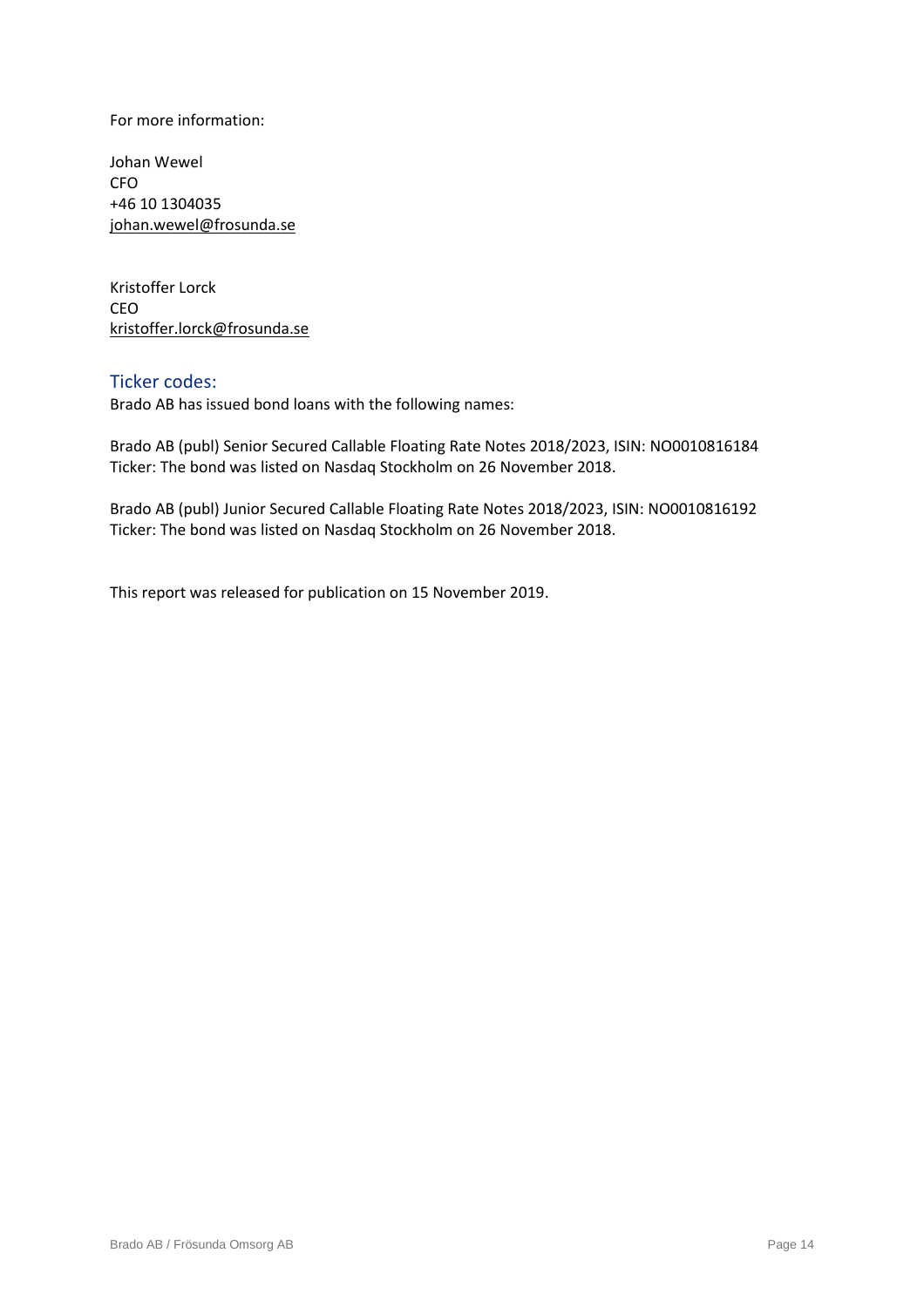For more information:

Johan Wewel
CFO
+46 10 1304035
johan.wewel@frosunda.se

Kristoffer Lorck
CEO
kristoffer.lorck@frosunda.se

## Ticker codes:

Brado AB has issued bond loans with the following names:

Brado AB (publ) Senior Secured Callable Floating Rate Notes 2018/2023, ISIN: NO0010816184
Ticker: The bond was listed on Nasdaq Stockholm on 26 November 2018.

Brado AB (publ) Junior Secured Callable Floating Rate Notes 2018/2023, ISIN: NO0010816192
Ticker: The bond was listed on Nasdaq Stockholm on 26 November 2018.

This report was released for publication on 15 November 2019.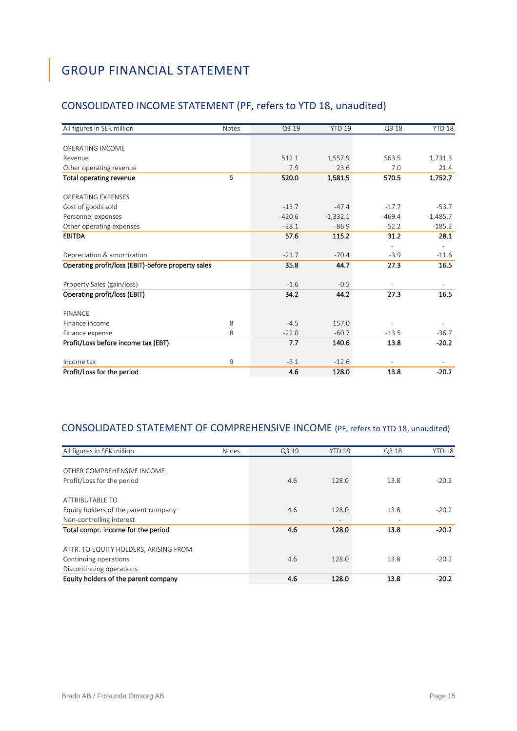# GROUP FINANCIAL STATEMENT

## CONSOLIDATED INCOME STATEMENT (PF, refers to YTD 18, unaudited)

| All figures in SEK million | Notes | Q3 19 | YTD 19 | Q3 18 | YTD 18 |
|---|---|---|---|---|---|
| OPERATING INCOME | | | | | |
| Revenue | | 512.1 | 1,557.9 | 563.5 | 1,731.3 |
| Other operating revenue | | 7.9 | 23.6 | 7.0 | 21.4 |
| **Total operating revenue** | 5 | **520.0** | **1,581.5** | **570.5** | **1,752.7** |
| OPERATING EXPENSES | | | | | |
| Cost of goods sold | | -13.7 | -47.4 | -17.7 | -53.7 |
| Personnel expenses | | -420.6 | -1,332.1 | -469.4 | -1,485.7 |
| Other operating expenses | | -28.1 | -86.9 | -52.2 | -185.2 |
| **EBITDA** | | **57.6** | **115.2** | **31.2** | **28.1** |
| | | | | - | - |
| Depreciation & amortization | | -21.7 | -70.4 | -3.9 | -11.6 |
| **Operating profit/loss (EBIT)-before property sales** | | **35.8** | **44.7** | **27.3** | **16.5** |
| Property Sales (gain/loss) | | -1.6 | -0.5 | - | - |
| **Operating profit/loss (EBIT)** | | **34.2** | **44.2** | **27.3** | **16.5** |
| FINANCE | | | | | |
| Finance income | 8 | -4.5 | 157.0 | - | - |
| Finance expense | 8 | -22.0 | -60.7 | -13.5 | -36.7 |
| **Profit/Loss before income tax (EBT)** | | **7.7** | **140.6** | **13.8** | **-20.2** |
| Income tax | 9 | -3.1 | -12.6 | - | - |
| **Profit/Loss for the period** | | **4.6** | **128.0** | **13.8** | **-20.2** |

## CONSOLIDATED STATEMENT OF COMPREHENSIVE INCOME (PF, refers to YTD 18, unaudited)

| All figures in SEK million | Notes | Q3 19 | YTD 19 | Q3 18 | YTD 18 |
|---|---|---|---|---|---|
| OTHER COMPREHENSIVE INCOME | | | | | |
| Profit/Loss for the period | | 4.6 | 128.0 | 13.8 | -20.2 |
| ATTRIBUTABLE TO | | | | | |
| Equity holders of the parent company | | 4.6 | 128.0 | 13.8 | -20.2 |
| Non-controlling interest | | | - | - | |
| **Total compr. income for the period** | | **4.6** | **128.0** | **13.8** | **-20.2** |
| ATTR. TO EQUITY HOLDERS, ARISING FROM | | | | | |
| Continuing operations | | 4.6 | 128.0 | 13.8 | -20.2 |
| Discontinuing operations | | | | | |
| **Equity holders of the parent company** | | **4.6** | **128.0** | **13.8** | **-20.2** |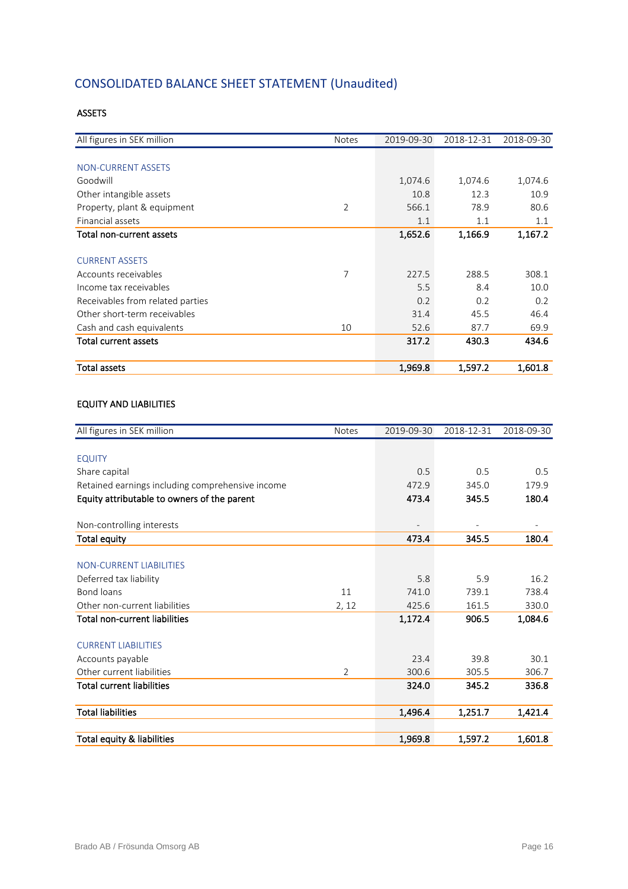# CONSOLIDATED BALANCE SHEET STATEMENT (Unaudited)

## ASSETS

| All figures in SEK million | Notes | 2019-09-30 | 2018-12-31 | 2018-09-30 |
|---|---|---|---|---|
| NON-CURRENT ASSETS | | | | |
| Goodwill | | 1,074.6 | 1,074.6 | 1,074.6 |
| Other intangible assets | | 10.8 | 12.3 | 10.9 |
| Property, plant & equipment | 2 | 566.1 | 78.9 | 80.6 |
| Financial assets | | 1.1 | 1.1 | 1.1 |
| **Total non-current assets** | | **1,652.6** | **1,166.9** | **1,167.2** |
| CURRENT ASSETS | | | | |
| Accounts receivables | 7 | 227.5 | 288.5 | 308.1 |
| Income tax receivables | | 5.5 | 8.4 | 10.0 |
| Receivables from related parties | | 0.2 | 0.2 | 0.2 |
| Other short-term receivables | | 31.4 | 45.5 | 46.4 |
| Cash and cash equivalents | 10 | 52.6 | 87.7 | 69.9 |
| **Total current assets** | | **317.2** | **430.3** | **434.6** |
| **Total assets** | | **1,969.8** | **1,597.2** | **1,601.8** |

## EQUITY AND LIABILITIES

| All figures in SEK million | Notes | 2019-09-30 | 2018-12-31 | 2018-09-30 |
|---|---|---|---|---|
| EQUITY | | | | |
| Share capital | | 0.5 | 0.5 | 0.5 |
| Retained earnings including comprehensive income | | 472.9 | 345.0 | 179.9 |
| **Equity attributable to owners of the parent** | | **473.4** | **345.5** | **180.4** |
| Non-controlling interests | | - | - | - |
| **Total equity** | | **473.4** | **345.5** | **180.4** |
| NON-CURRENT LIABILITIES | | | | |
| Deferred tax liability | | 5.8 | 5.9 | 16.2 |
| Bond loans | 11 | 741.0 | 739.1 | 738.4 |
| Other non-current liabilities | 2, 12 | 425.6 | 161.5 | 330.0 |
| **Total non-current liabilities** | | **1,172.4** | **906.5** | **1,084.6** |
| CURRENT LIABILITIES | | | | |
| Accounts payable | | 23.4 | 39.8 | 30.1 |
| Other current liabilities | 2 | 300.6 | 305.5 | 306.7 |
| **Total current liabilities** | | **324.0** | **345.2** | **336.8** |
| **Total liabilities** | | **1,496.4** | **1,251.7** | **1,421.4** |
| **Total equity & liabilities** | | **1,969.8** | **1,597.2** | **1,601.8** |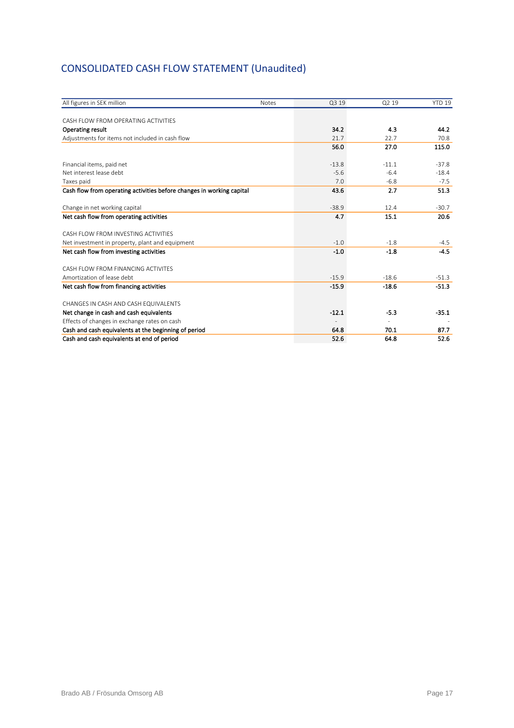## CONSOLIDATED CASH FLOW STATEMENT (Unaudited)

| All figures in SEK million | Notes | Q3 19 | Q2 19 | YTD 19 |
|---|---|---|---|---|
| CASH FLOW FROM OPERATING ACTIVITIES | | | | |
| **Operating result** | | **34.2** | **4.3** | **44.2** |
| Adjustments for items not included in cash flow | | 21.7 | 22.7 | 70.8 |
| | | **56.0** | **27.0** | **115.0** |
| Financial items, paid net | | -13.8 | -11.1 | -37.8 |
| Net interest lease debt | | -5.6 | -6.4 | -18.4 |
| Taxes paid | | 7.0 | -6.8 | -7.5 |
| **Cash flow from operating activities before changes in working capital** | | **43.6** | **2.7** | **51.3** |
| Change in net working capital | | -38.9 | 12.4 | -30.7 |
| **Net cash flow from operating activities** | | **4.7** | **15.1** | **20.6** |
| CASH FLOW FROM INVESTING ACTIVITIES | | | | |
| Net investment in property, plant and equipment | | -1.0 | -1.8 | -4.5 |
| **Net cash flow from investing activities** | | **-1.0** | **-1.8** | **-4.5** |
| CASH FLOW FROM FINANCING ACTIVITES | | | | |
| Amortization of lease debt | | -15.9 | -18.6 | -51.3 |
| **Net cash flow from financing activities** | | **-15.9** | **-18.6** | **-51.3** |
| CHANGES IN CASH AND CASH EQUIVALENTS | | | | |
| **Net change in cash and cash equivalents** | | **-12.1** | **-5.3** | **-35.1** |
| Effects of changes in exchange rates on cash | | - | - | - |
| **Cash and cash equivalents at the beginning of period** | | **64.8** | **70.1** | **87.7** |
| **Cash and cash equivalents at end of period** | | **52.6** | **64.8** | **52.6** |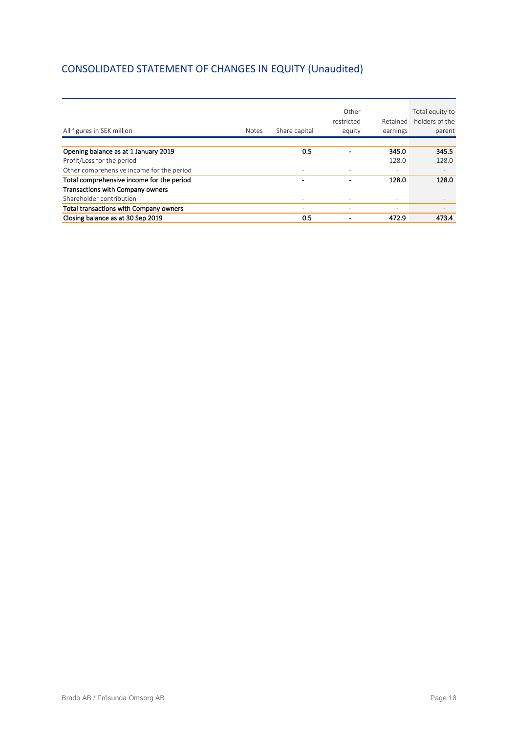## CONSOLIDATED STATEMENT OF CHANGES IN EQUITY (Unaudited)

| All figures in SEK million | Notes | Share capital | Other restricted equity | Retained earnings | Total equity to holders of the parent |
|---|---|---|---|---|---|
| **Opening balance as at 1 January 2019** | | **0.5** | **-** | **345.0** | **345.5** |
| Profit/Loss for the period | | - | - | 128.0 | 128.0 |
| Other comprehensive income for the period | | - | - | - | - |
| **Total comprehensive income for the period** | | **-** | **-** | **128.0** | **128.0** |
| **Transactions with Company owners** | | | | | |
| Shareholder contribution | | - | - | - | - |
| **Total transactions with Company owners** | | **-** | **-** | **-** | **-** |
| **Closing balance as at 30 Sep 2019** | | **0.5** | **-** | **472.9** | **473.4** |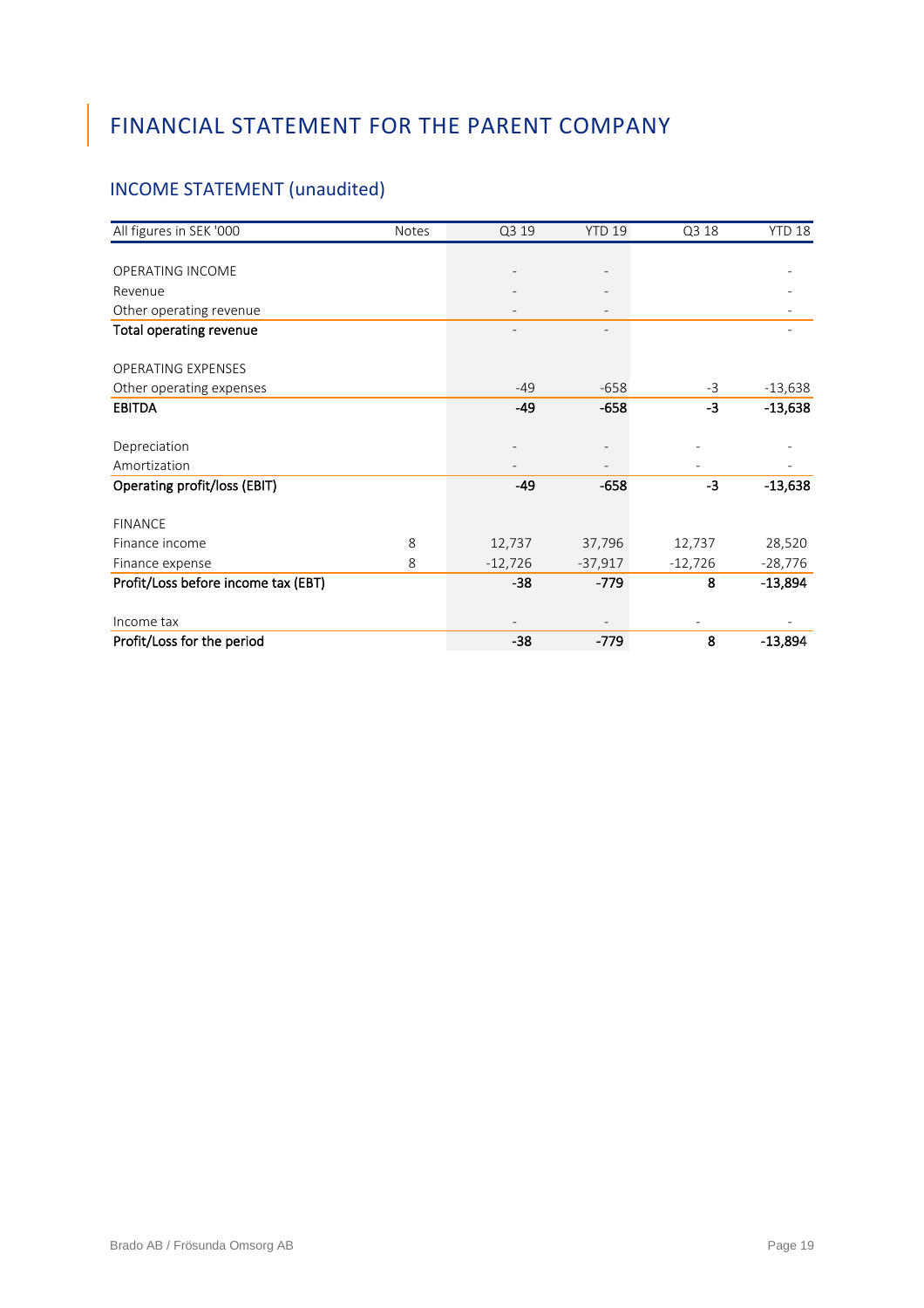# FINANCIAL STATEMENT FOR THE PARENT COMPANY

## INCOME STATEMENT (unaudited)

| All figures in SEK '000 | Notes | Q3 19 | YTD 19 | Q3 18 | YTD 18 |
|---|---|---|---|---|---|
| | | | | | |
| OPERATING INCOME | | - | - | | - |
| Revenue | | - | - | | - |
| Other operating revenue | | - | - | | - |
| **Total operating revenue** | | - | - | | - |
| | | | | | |
| OPERATING EXPENSES | | | | | |
| Other operating expenses | | -49 | -658 | -3 | -13,638 |
| **EBITDA** | | **-49** | **-658** | **-3** | **-13,638** |
| | | | | | |
| Depreciation | | - | - | - | - |
| Amortization | | - | - | - | - |
| **Operating profit/loss (EBIT)** | | **-49** | **-658** | **-3** | **-13,638** |
| | | | | | |
| FINANCE | | | | | |
| Finance income | 8 | 12,737 | 37,796 | 12,737 | 28,520 |
| Finance expense | 8 | -12,726 | -37,917 | -12,726 | -28,776 |
| **Profit/Loss before income tax (EBT)** | | **-38** | **-779** | **8** | **-13,894** |
| | | | | | |
| Income tax | | - | - | - | - |
| **Profit/Loss for the period** | | **-38** | **-779** | **8** | **-13,894** |

Brado AB / Frösunda Omsorg AB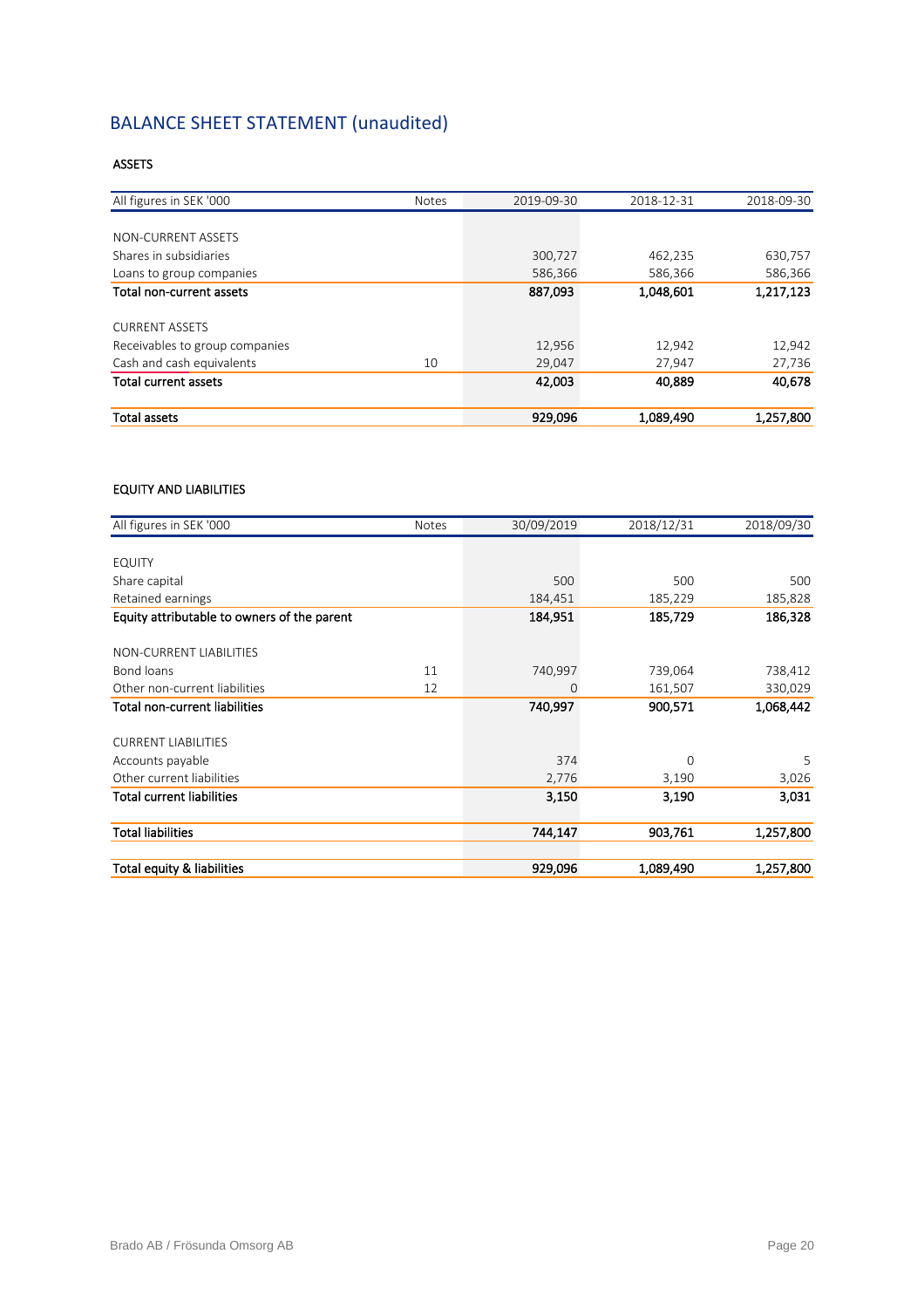# BALANCE SHEET STATEMENT (unaudited)

**ASSETS**

| All figures in SEK '000 | Notes | 2019-09-30 | 2018-12-31 | 2018-09-30 |
|---|---|---|---|---|
| NON-CURRENT ASSETS | | | | |
| Shares in subsidiaries | | 300,727 | 462,235 | 630,757 |
| Loans to group companies | | 586,366 | 586,366 | 586,366 |
| **Total non-current assets** | | **887,093** | **1,048,601** | **1,217,123** |
| CURRENT ASSETS | | | | |
| Receivables to group companies | | 12,956 | 12,942 | 12,942 |
| Cash and cash equivalents | 10 | 29,047 | 27,947 | 27,736 |
| **Total current assets** | | **42,003** | **40,889** | **40,678** |
| **Total assets** | | **929,096** | **1,089,490** | **1,257,800** |

**EQUITY AND LIABILITIES**

| All figures in SEK '000 | Notes | 30/09/2019 | 2018/12/31 | 2018/09/30 |
|---|---|---|---|---|
| EQUITY | | | | |
| Share capital | | 500 | 500 | 500 |
| Retained earnings | | 184,451 | 185,229 | 185,828 |
| **Equity attributable to owners of the parent** | | **184,951** | **185,729** | **186,328** |
| NON-CURRENT LIABILITIES | | | | |
| Bond loans | 11 | 740,997 | 739,064 | 738,412 |
| Other non-current liabilities | 12 | 0 | 161,507 | 330,029 |
| **Total non-current liabilities** | | **740,997** | **900,571** | **1,068,442** |
| CURRENT LIABILITIES | | | | |
| Accounts payable | | 374 | 0 | 5 |
| Other current liabilities | | 2,776 | 3,190 | 3,026 |
| **Total current liabilities** | | **3,150** | **3,190** | **3,031** |
| **Total liabilities** | | **744,147** | **903,761** | **1,257,800** |
| **Total equity & liabilities** | | **929,096** | **1,089,490** | **1,257,800** |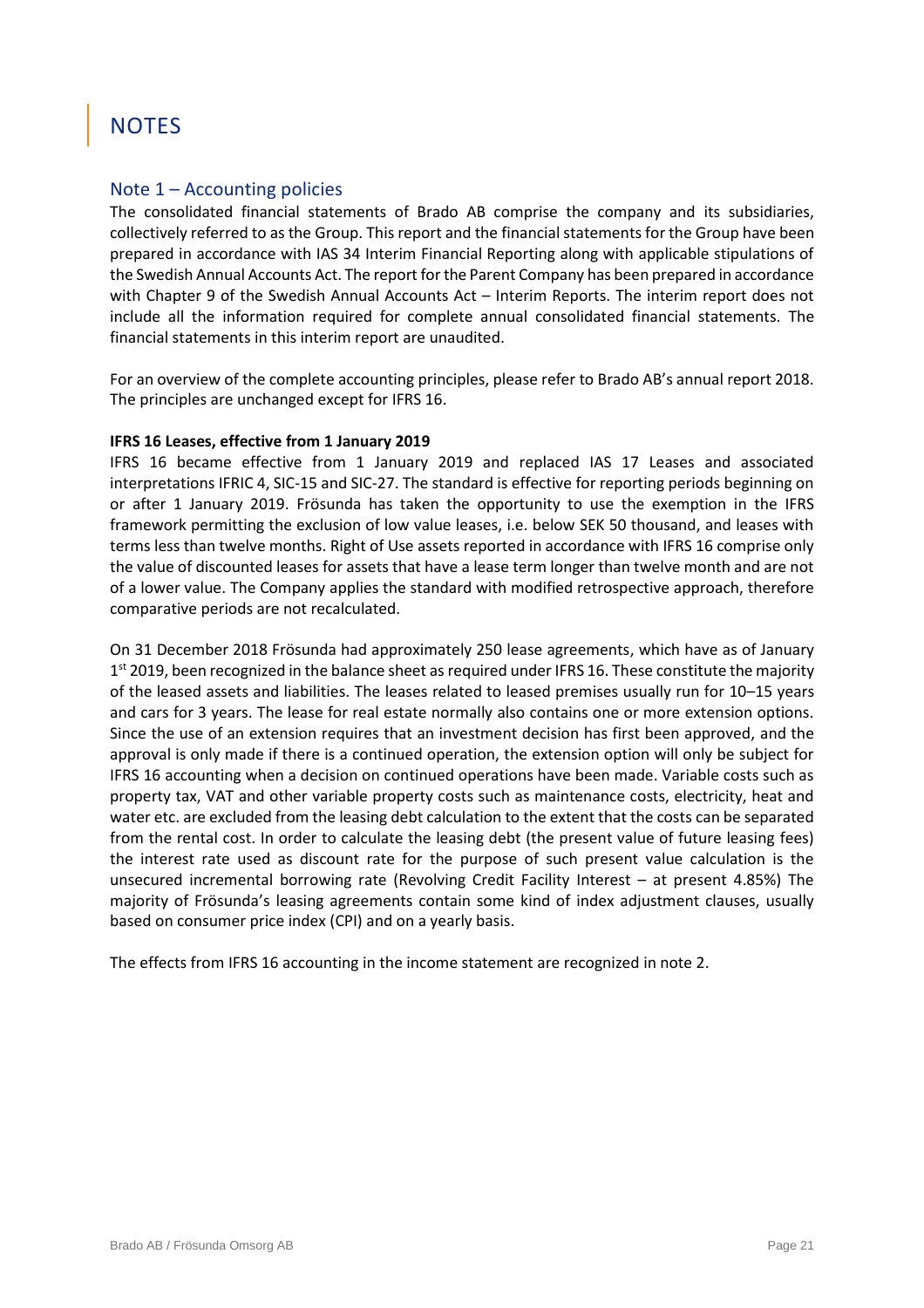# NOTES

## Note 1 – Accounting policies

The consolidated financial statements of Brado AB comprise the company and its subsidiaries, collectively referred to as the Group. This report and the financial statements for the Group have been prepared in accordance with IAS 34 Interim Financial Reporting along with applicable stipulations of the Swedish Annual Accounts Act. The report for the Parent Company has been prepared in accordance with Chapter 9 of the Swedish Annual Accounts Act – Interim Reports. The interim report does not include all the information required for complete annual consolidated financial statements. The financial statements in this interim report are unaudited.

For an overview of the complete accounting principles, please refer to Brado AB's annual report 2018. The principles are unchanged except for IFRS 16.

**IFRS 16 Leases, effective from 1 January 2019**

IFRS 16 became effective from 1 January 2019 and replaced IAS 17 Leases and associated interpretations IFRIC 4, SIC-15 and SIC-27. The standard is effective for reporting periods beginning on or after 1 January 2019. Frösunda has taken the opportunity to use the exemption in the IFRS framework permitting the exclusion of low value leases, i.e. below SEK 50 thousand, and leases with terms less than twelve months. Right of Use assets reported in accordance with IFRS 16 comprise only the value of discounted leases for assets that have a lease term longer than twelve month and are not of a lower value. The Company applies the standard with modified retrospective approach, therefore comparative periods are not recalculated.

On 31 December 2018 Frösunda had approximately 250 lease agreements, which have as of January 1st 2019, been recognized in the balance sheet as required under IFRS 16. These constitute the majority of the leased assets and liabilities. The leases related to leased premises usually run for 10–15 years and cars for 3 years. The lease for real estate normally also contains one or more extension options. Since the use of an extension requires that an investment decision has first been approved, and the approval is only made if there is a continued operation, the extension option will only be subject for IFRS 16 accounting when a decision on continued operations have been made. Variable costs such as property tax, VAT and other variable property costs such as maintenance costs, electricity, heat and water etc. are excluded from the leasing debt calculation to the extent that the costs can be separated from the rental cost. In order to calculate the leasing debt (the present value of future leasing fees) the interest rate used as discount rate for the purpose of such present value calculation is the unsecured incremental borrowing rate (Revolving Credit Facility Interest – at present 4.85%) The majority of Frösunda's leasing agreements contain some kind of index adjustment clauses, usually based on consumer price index (CPI) and on a yearly basis.

The effects from IFRS 16 accounting in the income statement are recognized in note 2.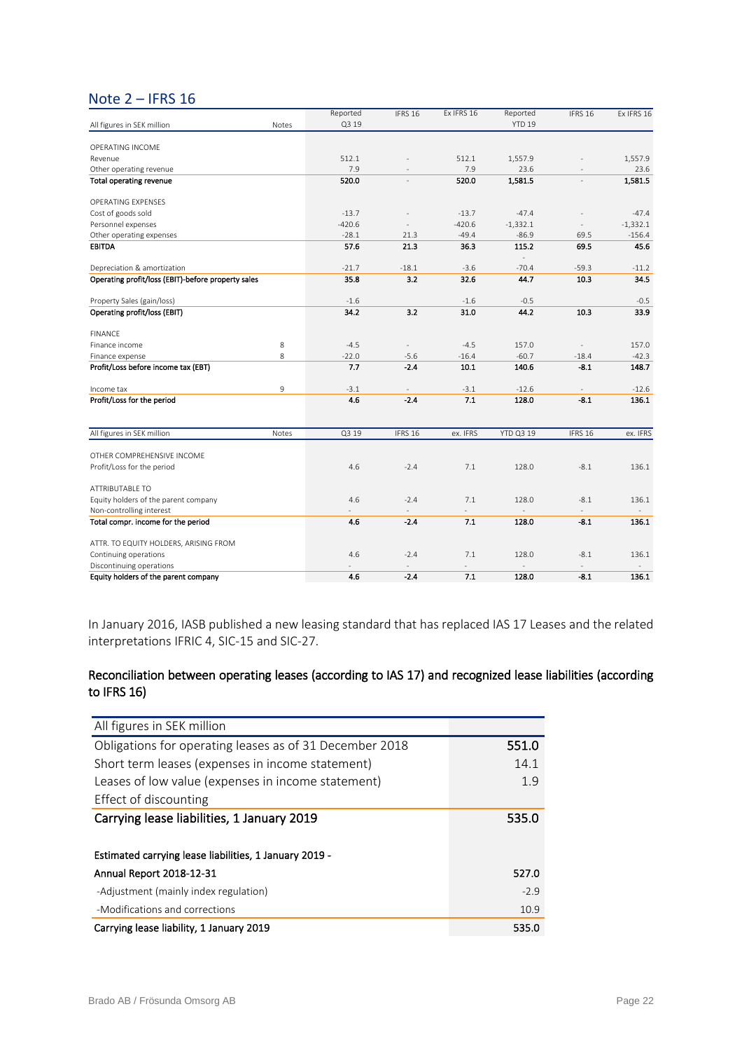## Note 2 – IFRS 16

| All figures in SEK million | Notes | Reported Q3 19 | IFRS 16 | Ex IFRS 16 | Reported YTD 19 | IFRS 16 | Ex IFRS 16 |
|---|---|---|---|---|---|---|---|
| OPERATING INCOME | | | | | | | |
| Revenue | | 512.1 | - | 512.1 | 1,557.9 | - | 1,557.9 |
| Other operating revenue | | 7.9 | - | 7.9 | 23.6 | - | 23.6 |
| **Total operating revenue** | | **520.0** | - | **520.0** | **1,581.5** | - | **1,581.5** |
| OPERATING EXPENSES | | | | | | | |
| Cost of goods sold | | -13.7 | - | -13.7 | -47.4 | - | -47.4 |
| Personnel expenses | | -420.6 | - | -420.6 | -1,332.1 | - | -1,332.1 |
| Other operating expenses | | -28.1 | 21.3 | -49.4 | -86.9 | 69.5 | -156.4 |
| **EBITDA** | | **57.6** | **21.3** | **36.3** | **115.2** | **69.5** | **45.6** |
| Depreciation & amortization | | -21.7 | -18.1 | -3.6 | -70.4 | -59.3 | -11.2 |
| **Operating profit/loss (EBIT)-before property sales** | | **35.8** | **3.2** | **32.6** | **44.7** | **10.3** | **34.5** |
| Property Sales (gain/loss) | | -1.6 | | -1.6 | -0.5 | | -0.5 |
| **Operating profit/loss (EBIT)** | | **34.2** | **3.2** | **31.0** | **44.2** | **10.3** | **33.9** |
| FINANCE | | | | | | | |
| Finance income | 8 | -4.5 | - | -4.5 | 157.0 | - | 157.0 |
| Finance expense | 8 | -22.0 | -5.6 | -16.4 | -60.7 | -18.4 | -42.3 |
| **Profit/Loss before income tax (EBT)** | | **7.7** | **-2.4** | **10.1** | **140.6** | **-8.1** | **148.7** |
| Income tax | 9 | -3.1 | - | -3.1 | -12.6 | - | -12.6 |
| **Profit/Loss for the period** | | **4.6** | **-2.4** | **7.1** | **128.0** | **-8.1** | **136.1** |

| All figures in SEK million | Notes | Q3 19 | IFRS 16 | ex. IFRS | YTD Q3 19 | IFRS 16 | ex. IFRS |
|---|---|---|---|---|---|---|---|
| OTHER COMPREHENSIVE INCOME | | | | | | | |
| Profit/Loss for the period | | 4.6 | -2.4 | 7.1 | 128.0 | -8.1 | 136.1 |
| ATTRIBUTABLE TO | | | | | | | |
| Equity holders of the parent company | | 4.6 | -2.4 | 7.1 | 128.0 | -8.1 | 136.1 |
| Non-controlling interest | | - | - | - | - | - | - |
| **Total compr. income for the period** | | **4.6** | **-2.4** | **7.1** | **128.0** | **-8.1** | **136.1** |
| ATTR. TO EQUITY HOLDERS, ARISING FROM | | | | | | | |
| Continuing operations | | 4.6 | -2.4 | 7.1 | 128.0 | -8.1 | 136.1 |
| Discontinuing operations | | - | - | - | - | - | - |
| **Equity holders of the parent company** | | **4.6** | **-2.4** | **7.1** | **128.0** | **-8.1** | **136.1** |

In January 2016, IASB published a new leasing standard that has replaced IAS 17 Leases and the related interpretations IFRIC 4, SIC-15 and SIC-27.

### Reconciliation between operating leases (according to IAS 17) and recognized lease liabilities (according to IFRS 16)

| All figures in SEK million | |
|---|---|
| Obligations for operating leases as of 31 December 2018 | **551.0** |
| Short term leases (expenses in income statement) | 14.1 |
| Leases of low value (expenses in income statement) | 1.9 |
| Effect of discounting | |
| Carrying lease liabilities, 1 January 2019 | **535.0** |
| | |
| **Estimated carrying lease liabilities, 1 January 2019 -** | |
| **Annual Report 2018-12-31** | **527.0** |
| -Adjustment (mainly index regulation) | -2.9 |
| -Modifications and corrections | 10.9 |
| **Carrying lease liability, 1 January 2019** | **535.0** |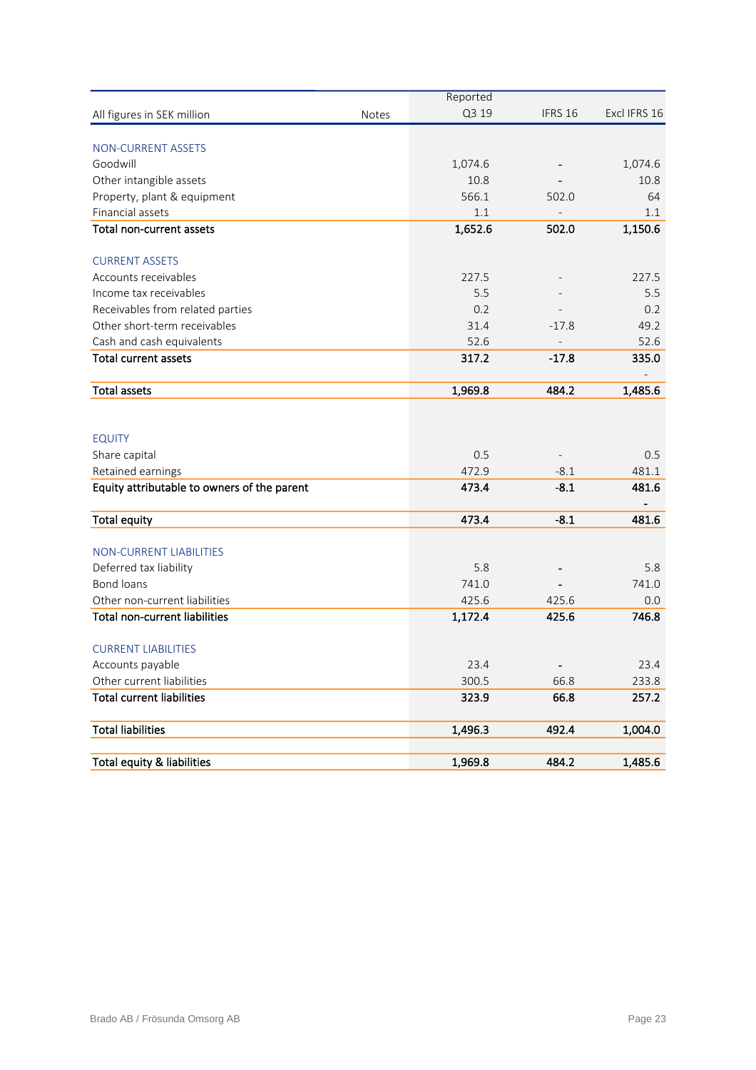| All figures in SEK million | Notes | Reported Q3 19 | IFRS 16 | Excl IFRS 16 |
|---|---|---|---|---|
| NON-CURRENT ASSETS | | | | |
| Goodwill | | 1,074.6 | - | 1,074.6 |
| Other intangible assets | | 10.8 | - | 10.8 |
| Property, plant & equipment | | 566.1 | 502.0 | 64 |
| Financial assets | | 1.1 | - | 1.1 |
| **Total non-current assets** | | **1,652.6** | **502.0** | **1,150.6** |
| CURRENT ASSETS | | | | |
| Accounts receivables | | 227.5 | - | 227.5 |
| Income tax receivables | | 5.5 | - | 5.5 |
| Receivables from related parties | | 0.2 | - | 0.2 |
| Other short-term receivables | | 31.4 | -17.8 | 49.2 |
| Cash and cash equivalents | | 52.6 | - | 52.6 |
| **Total current assets** | | **317.2** | **-17.8** | **335.0** |
| | | | | - |
| **Total assets** | | **1,969.8** | **484.2** | **1,485.6** |
| EQUITY | | | | |
| Share capital | | 0.5 | - | 0.5 |
| Retained earnings | | 472.9 | -8.1 | 481.1 |
| **Equity attributable to owners of the parent** | | **473.4** | **-8.1** | **481.6** |
| | | | | - |
| **Total equity** | | **473.4** | **-8.1** | **481.6** |
| NON-CURRENT LIABILITIES | | | | |
| Deferred tax liability | | 5.8 | - | 5.8 |
| Bond loans | | 741.0 | - | 741.0 |
| Other non-current liabilities | | 425.6 | 425.6 | 0.0 |
| **Total non-current liabilities** | | **1,172.4** | **425.6** | **746.8** |
| CURRENT LIABILITIES | | | | |
| Accounts payable | | 23.4 | - | 23.4 |
| Other current liabilities | | 300.5 | 66.8 | 233.8 |
| **Total current liabilities** | | **323.9** | **66.8** | **257.2** |
| **Total liabilities** | | **1,496.3** | **492.4** | **1,004.0** |
| **Total equity & liabilities** | | **1,969.8** | **484.2** | **1,485.6** |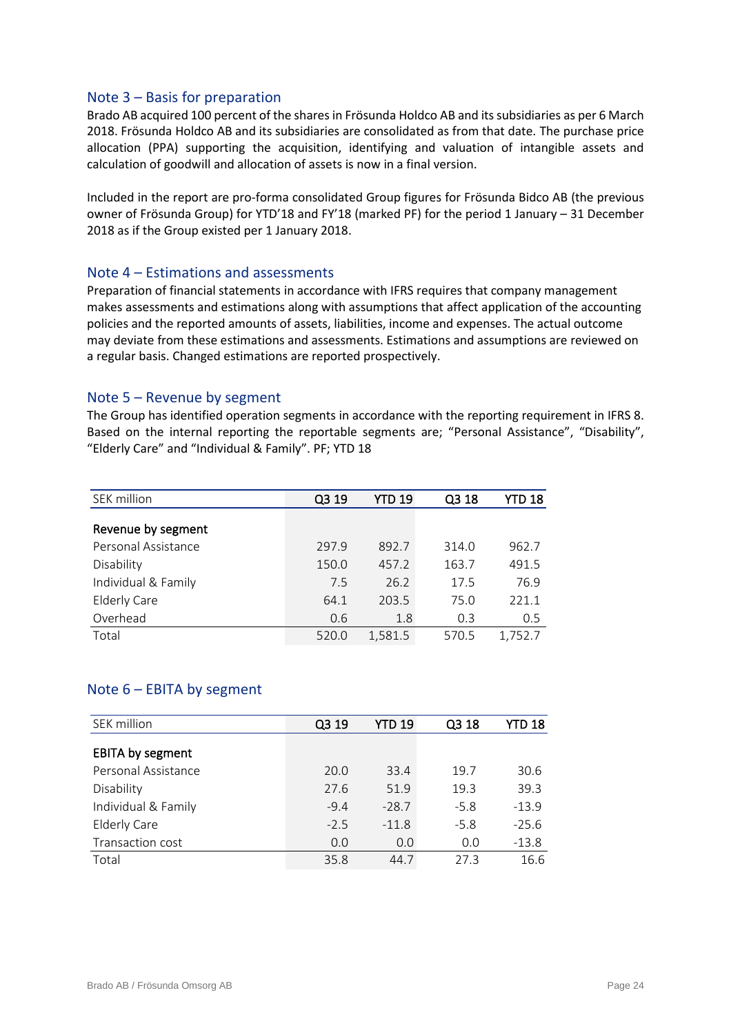## Note 3 – Basis for preparation

Brado AB acquired 100 percent of the shares in Frösunda Holdco AB and its subsidiaries as per 6 March 2018. Frösunda Holdco AB and its subsidiaries are consolidated as from that date. The purchase price allocation (PPA) supporting the acquisition, identifying and valuation of intangible assets and calculation of goodwill and allocation of assets is now in a final version.

Included in the report are pro-forma consolidated Group figures for Frösunda Bidco AB (the previous owner of Frösunda Group) for YTD'18 and FY'18 (marked PF) for the period 1 January – 31 December 2018 as if the Group existed per 1 January 2018.

## Note 4 – Estimations and assessments

Preparation of financial statements in accordance with IFRS requires that company management makes assessments and estimations along with assumptions that affect application of the accounting policies and the reported amounts of assets, liabilities, income and expenses. The actual outcome may deviate from these estimations and assessments. Estimations and assumptions are reviewed on a regular basis. Changed estimations are reported prospectively.

## Note 5 – Revenue by segment

The Group has identified operation segments in accordance with the reporting requirement in IFRS 8. Based on the internal reporting the reportable segments are; "Personal Assistance", "Disability", "Elderly Care" and "Individual & Family". PF; YTD 18

| SEK million | Q3 19 | YTD 19 | Q3 18 | YTD 18 |
|---|---|---|---|---|
| **Revenue by segment** | | | | |
| Personal Assistance | 297.9 | 892.7 | 314.0 | 962.7 |
| Disability | 150.0 | 457.2 | 163.7 | 491.5 |
| Individual & Family | 7.5 | 26.2 | 17.5 | 76.9 |
| Elderly Care | 64.1 | 203.5 | 75.0 | 221.1 |
| Overhead | 0.6 | 1.8 | 0.3 | 0.5 |
| Total | 520.0 | 1,581.5 | 570.5 | 1,752.7 |

## Note 6 – EBITA by segment

| SEK million | Q3 19 | YTD 19 | Q3 18 | YTD 18 |
|---|---|---|---|---|
| **EBITA by segment** | | | | |
| Personal Assistance | 20.0 | 33.4 | 19.7 | 30.6 |
| Disability | 27.6 | 51.9 | 19.3 | 39.3 |
| Individual & Family | -9.4 | -28.7 | -5.8 | -13.9 |
| Elderly Care | -2.5 | -11.8 | -5.8 | -25.6 |
| Transaction cost | 0.0 | 0.0 | 0.0 | -13.8 |
| Total | 35.8 | 44.7 | 27.3 | 16.6 |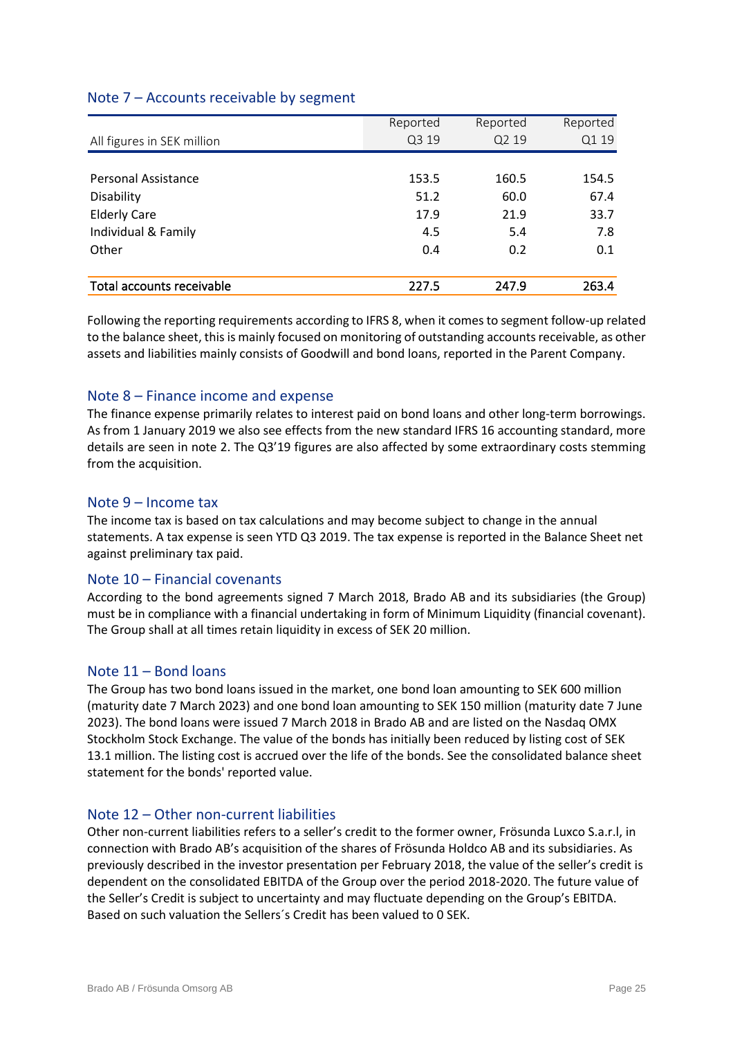## Note 7 – Accounts receivable by segment

| All figures in SEK million | Reported Q3 19 | Reported Q2 19 | Reported Q1 19 |
|---|---|---|---|
| Personal Assistance | 153.5 | 160.5 | 154.5 |
| Disability | 51.2 | 60.0 | 67.4 |
| Elderly Care | 17.9 | 21.9 | 33.7 |
| Individual & Family | 4.5 | 5.4 | 7.8 |
| Other | 0.4 | 0.2 | 0.1 |
| Total accounts receivable | 227.5 | 247.9 | 263.4 |

Following the reporting requirements according to IFRS 8, when it comes to segment follow-up related to the balance sheet, this is mainly focused on monitoring of outstanding accounts receivable, as other assets and liabilities mainly consists of Goodwill and bond loans, reported in the Parent Company.

## Note 8 – Finance income and expense

The finance expense primarily relates to interest paid on bond loans and other long-term borrowings. As from 1 January 2019 we also see effects from the new standard IFRS 16 accounting standard, more details are seen in note 2. The Q3'19 figures are also affected by some extraordinary costs stemming from the acquisition.

## Note 9 – Income tax

The income tax is based on tax calculations and may become subject to change in the annual statements. A tax expense is seen YTD Q3 2019. The tax expense is reported in the Balance Sheet net against preliminary tax paid.

## Note 10 – Financial covenants

According to the bond agreements signed 7 March 2018, Brado AB and its subsidiaries (the Group) must be in compliance with a financial undertaking in form of Minimum Liquidity (financial covenant). The Group shall at all times retain liquidity in excess of SEK 20 million.

## Note 11 – Bond loans

The Group has two bond loans issued in the market, one bond loan amounting to SEK 600 million (maturity date 7 March 2023) and one bond loan amounting to SEK 150 million (maturity date 7 June 2023). The bond loans were issued 7 March 2018 in Brado AB and are listed on the Nasdaq OMX Stockholm Stock Exchange. The value of the bonds has initially been reduced by listing cost of SEK 13.1 million. The listing cost is accrued over the life of the bonds. See the consolidated balance sheet statement for the bonds' reported value.

## Note 12 – Other non-current liabilities

Other non-current liabilities refers to a seller's credit to the former owner, Frösunda Luxco S.a.r.l, in connection with Brado AB's acquisition of the shares of Frösunda Holdco AB and its subsidiaries. As previously described in the investor presentation per February 2018, the value of the seller's credit is dependent on the consolidated EBITDA of the Group over the period 2018-2020. The future value of the Seller's Credit is subject to uncertainty and may fluctuate depending on the Group's EBITDA. Based on such valuation the Sellers´s Credit has been valued to 0 SEK.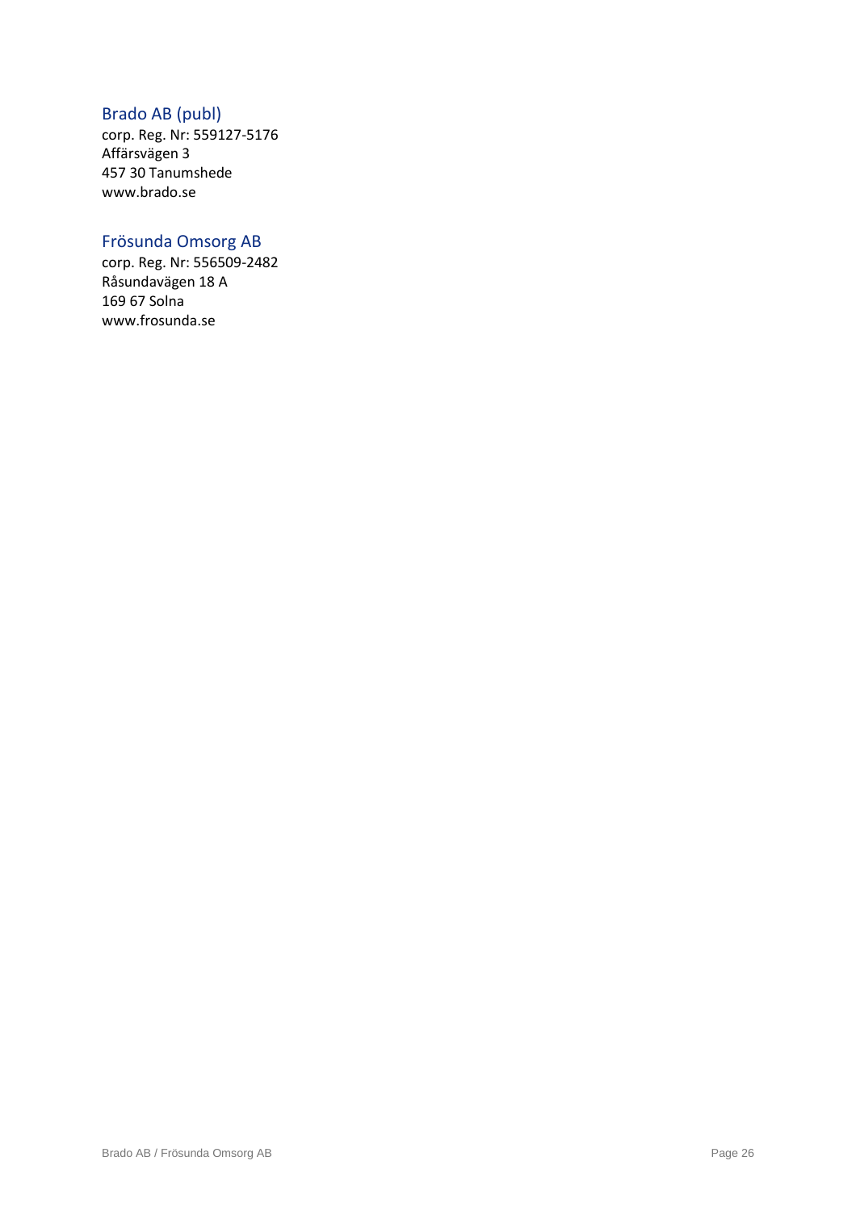## Brado AB (publ)

corp. Reg. Nr: 559127-5176
Affärsvägen 3
457 30 Tanumshede
www.brado.se

## Frösunda Omsorg AB

corp. Reg. Nr: 556509-2482
Råsundavägen 18 A
169 67 Solna
www.frosunda.se